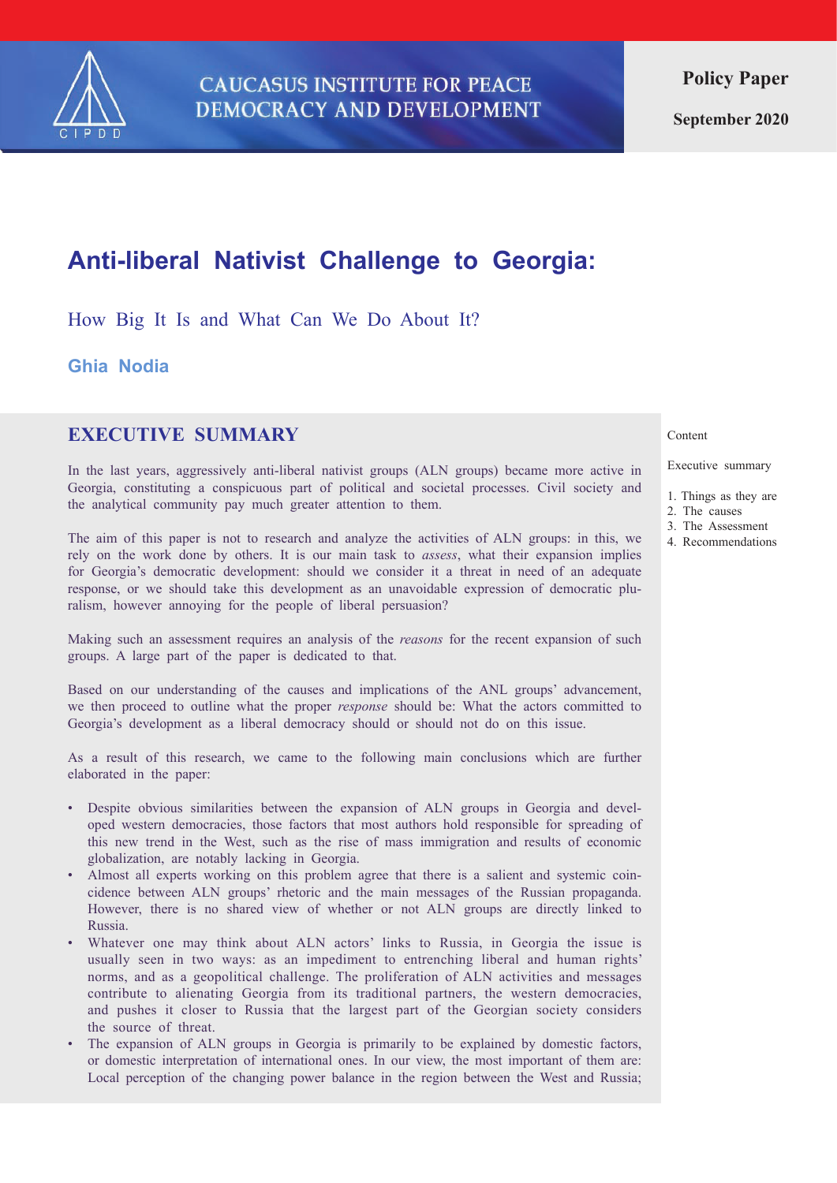CAUCASUS INSTITUTE FOR PEACE DEMOCRACY AND DEVELOPMENT

**Policy Paper**

**September 2020**

# Anti-liberal Nativist Challenge to Georgia:

## How Big It Is and What Can We Do About It?

**Ghia Nodia**

Content

Executive summary

1. Things as they are
2. The causes
3. The Assessment
4. Recommendations

## EXECUTIVE SUMMARY

In the last years, aggressively anti-liberal nativist groups (ALN groups) became more active in Georgia, constituting a conspicuous part of political and societal processes. Civil society and the analytical community pay much greater attention to them.

The aim of this paper is not to research and analyze the activities of ALN groups: in this, we rely on the work done by others. It is our main task to *assess*, what their expansion implies for Georgia's democratic development: should we consider it a threat in need of an adequate response, or we should take this development as an unavoidable expression of democratic pluralism, however annoying for the people of liberal persuasion?

Making such an assessment requires an analysis of the *reasons* for the recent expansion of such groups. A large part of the paper is dedicated to that.

Based on our understanding of the causes and implications of the ANL groups' advancement, we then proceed to outline what the proper *response* should be: What the actors committed to Georgia's development as a liberal democracy should or should not do on this issue.

As a result of this research, we came to the following main conclusions which are further elaborated in the paper:

- Despite obvious similarities between the expansion of ALN groups in Georgia and developed western democracies, those factors that most authors hold responsible for spreading of this new trend in the West, such as the rise of mass immigration and results of economic globalization, are notably lacking in Georgia.
- Almost all experts working on this problem agree that there is a salient and systemic coincidence between ALN groups' rhetoric and the main messages of the Russian propaganda. However, there is no shared view of whether or not ALN groups are directly linked to Russia.
- Whatever one may think about ALN actors' links to Russia, in Georgia the issue is usually seen in two ways: as an impediment to entrenching liberal and human rights' norms, and as a geopolitical challenge. The proliferation of ALN activities and messages contribute to alienating Georgia from its traditional partners, the western democracies, and pushes it closer to Russia that the largest part of the Georgian society considers the source of threat.
- The expansion of ALN groups in Georgia is primarily to be explained by domestic factors, or domestic interpretation of international ones. In our view, the most important of them are: Local perception of the changing power balance in the region between the West and Russia;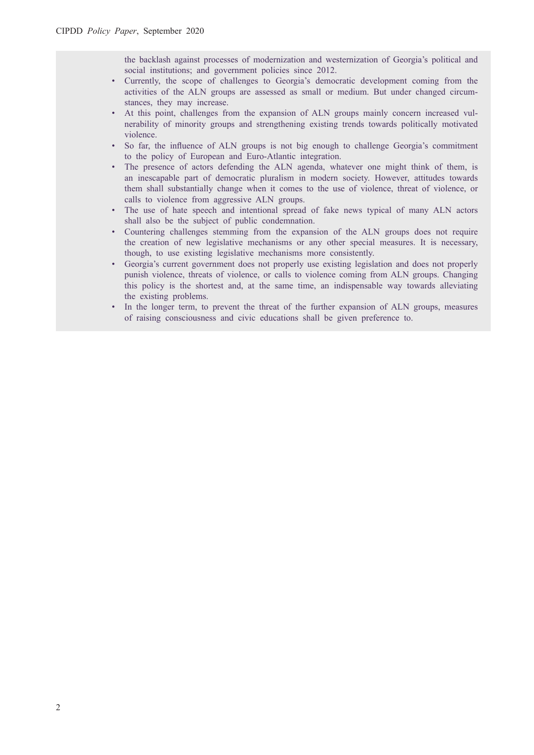the backlash against processes of modernization and westernization of Georgia's political and social institutions; and government policies since 2012.

- Currently, the scope of challenges to Georgia's democratic development coming from the activities of the ALN groups are assessed as small or medium. But under changed circumstances, they may increase.
- At this point, challenges from the expansion of ALN groups mainly concern increased vulnerability of minority groups and strengthening existing trends towards politically motivated violence.
- So far, the influence of ALN groups is not big enough to challenge Georgia's commitment to the policy of European and Euro-Atlantic integration.
- The presence of actors defending the ALN agenda, whatever one might think of them, is an inescapable part of democratic pluralism in modern society. However, attitudes towards them shall substantially change when it comes to the use of violence, threat of violence, or calls to violence from aggressive ALN groups.
- The use of hate speech and intentional spread of fake news typical of many ALN actors shall also be the subject of public condemnation.
- Countering challenges stemming from the expansion of the ALN groups does not require the creation of new legislative mechanisms or any other special measures. It is necessary, though, to use existing legislative mechanisms more consistently.
- Georgia's current government does not properly use existing legislation and does not properly punish violence, threats of violence, or calls to violence coming from ALN groups. Changing this policy is the shortest and, at the same time, an indispensable way towards alleviating the existing problems.
- In the longer term, to prevent the threat of the further expansion of ALN groups, measures of raising consciousness and civic educations shall be given preference to.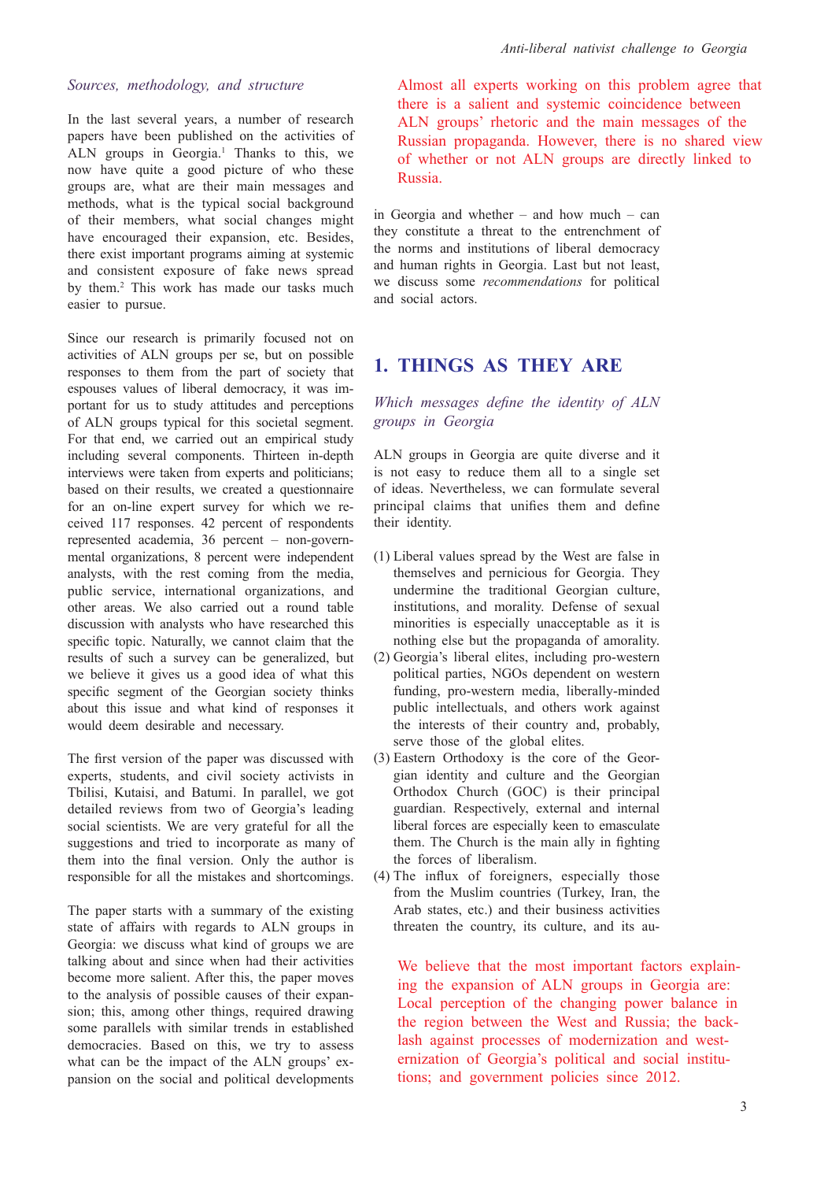### *Sources, methodology, and structure*

In the last several years, a number of research papers have been published on the activities of ALN groups in Georgia.[1] Thanks to this, we now have quite a good picture of who these groups are, what are their main messages and methods, what is the typical social background of their members, what social changes might have encouraged their expansion, etc. Besides, there exist important programs aiming at systemic and consistent exposure of fake news spread by them.[2] This work has made our tasks much easier to pursue.

Since our research is primarily focused not on activities of ALN groups per se, but on possible responses to them from the part of society that espouses values of liberal democracy, it was important for us to study attitudes and perceptions of ALN groups typical for this societal segment. For that end, we carried out an empirical study including several components. Thirteen in-depth interviews were taken from experts and politicians; based on their results, we created a questionnaire for an on-line expert survey for which we received 117 responses. 42 percent of respondents represented academia, 36 percent – non-governmental organizations, 8 percent were independent analysts, with the rest coming from the media, public service, international organizations, and other areas. We also carried out a round table discussion with analysts who have researched this specific topic. Naturally, we cannot claim that the results of such a survey can be generalized, but we believe it gives us a good idea of what this specific segment of the Georgian society thinks about this issue and what kind of responses it would deem desirable and necessary.

The first version of the paper was discussed with experts, students, and civil society activists in Tbilisi, Kutaisi, and Batumi. In parallel, we got detailed reviews from two of Georgia's leading social scientists. We are very grateful for all the suggestions and tried to incorporate as many of them into the final version. Only the author is responsible for all the mistakes and shortcomings.

The paper starts with a summary of the existing state of affairs with regards to ALN groups in Georgia: we discuss what kind of groups we are talking about and since when had their activities become more salient. After this, the paper moves to the analysis of possible causes of their expansion; this, among other things, required drawing some parallels with similar trends in established democracies. Based on this, we try to assess what can be the impact of the ALN groups' expansion on the social and political developments in Georgia and whether – and how much – can they constitute a threat to the entrenchment of the norms and institutions of liberal democracy and human rights in Georgia. Last but not least, we discuss some *recommendations* for political and social actors.

> Almost all experts working on this problem agree that there is a salient and systemic coincidence between ALN groups' rhetoric and the main messages of the Russian propaganda. However, there is no shared view of whether or not ALN groups are directly linked to Russia.

## 1. THINGS AS THEY ARE

### *Which messages define the identity of ALN groups in Georgia*

ALN groups in Georgia are quite diverse and it is not easy to reduce them all to a single set of ideas. Nevertheless, we can formulate several principal claims that unifies them and define their identity.

(1) Liberal values spread by the West are false in themselves and pernicious for Georgia. They undermine the traditional Georgian culture, institutions, and morality. Defense of sexual minorities is especially unacceptable as it is nothing else but the propaganda of amorality.
(2) Georgia's liberal elites, including pro-western political parties, NGOs dependent on western funding, pro-western media, liberally-minded public intellectuals, and others work against the interests of their country and, probably, serve those of the global elites.
(3) Eastern Orthodoxy is the core of the Georgian identity and culture and the Georgian Orthodox Church (GOC) is their principal guardian. Respectively, external and internal liberal forces are especially keen to emasculate them. The Church is the main ally in fighting the forces of liberalism.
(4) The influx of foreigners, especially those from the Muslim countries (Turkey, Iran, the Arab states, etc.) and their business activities threaten the country, its culture, and its au-

> We believe that the most important factors explaining the expansion of ALN groups in Georgia are: Local perception of the changing power balance in the region between the West and Russia; the backlash against processes of modernization and westernization of Georgia's political and social institutions; and government policies since 2012.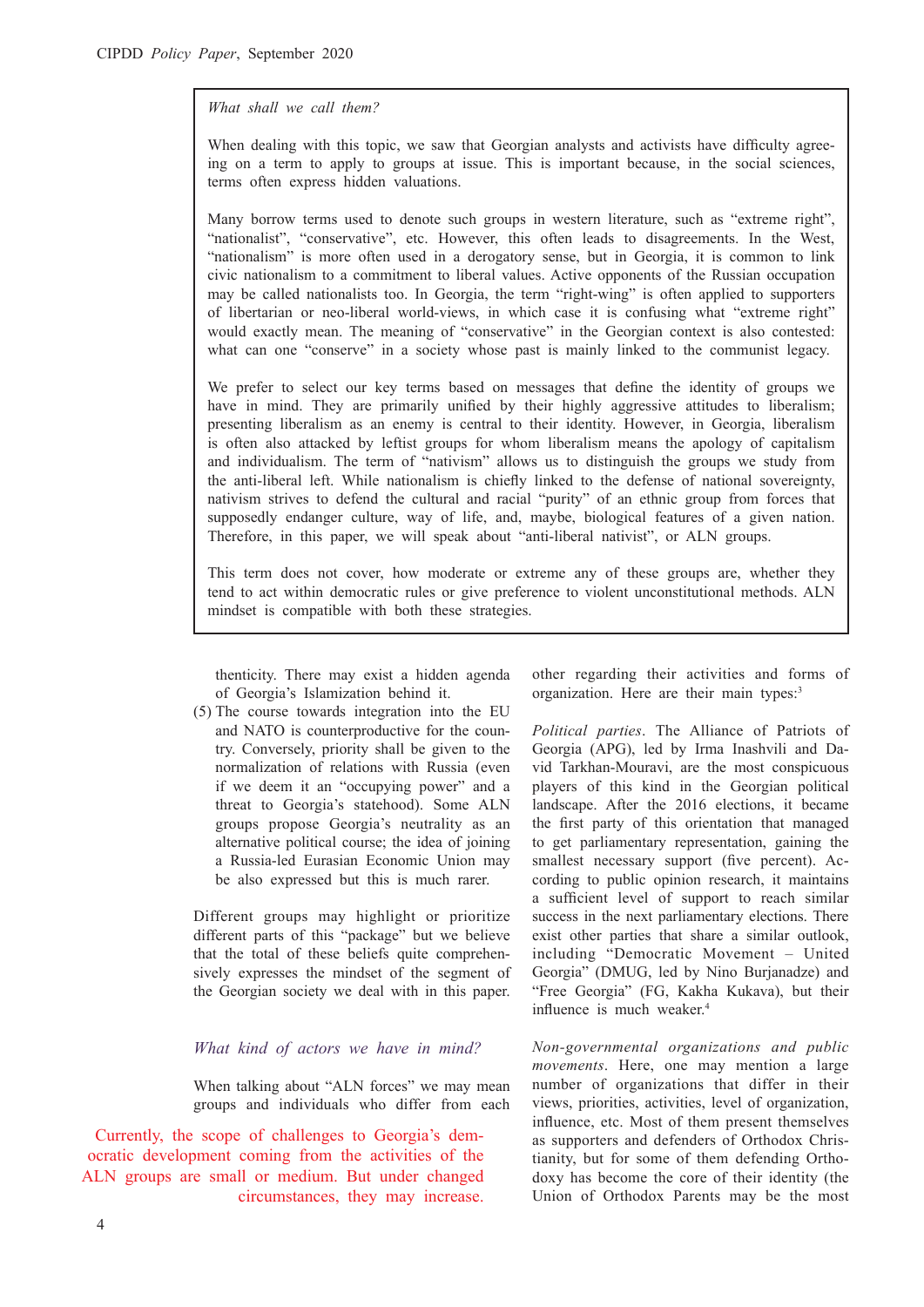> *What shall we call them?*
>
> When dealing with this topic, we saw that Georgian analysts and activists have difficulty agreeing on a term to apply to groups at issue. This is important because, in the social sciences, terms often express hidden valuations.
>
> Many borrow terms used to denote such groups in western literature, such as "extreme right", "nationalist", "conservative", etc. However, this often leads to disagreements. In the West, "nationalism" is more often used in a derogatory sense, but in Georgia, it is common to link civic nationalism to a commitment to liberal values. Active opponents of the Russian occupation may be called nationalists too. In Georgia, the term "right-wing" is often applied to supporters of libertarian or neo-liberal world-views, in which case it is confusing what "extreme right" would exactly mean. The meaning of "conservative" in the Georgian context is also contested: what can one "conserve" in a society whose past is mainly linked to the communist legacy.
>
> We prefer to select our key terms based on messages that define the identity of groups we have in mind. They are primarily unified by their highly aggressive attitudes to liberalism; presenting liberalism as an enemy is central to their identity. However, in Georgia, liberalism is often also attacked by leftist groups for whom liberalism means the apology of capitalism and individualism. The term of "nativism" allows us to distinguish the groups we study from the anti-liberal left. While nationalism is chiefly linked to the defense of national sovereignty, nativism strives to defend the cultural and racial "purity" of an ethnic group from forces that supposedly endanger culture, way of life, and, maybe, biological features of a given nation. Therefore, in this paper, we will speak about "anti-liberal nativist", or ALN groups.
>
> This term does not cover, how moderate or extreme any of these groups are, whether they tend to act within democratic rules or give preference to violent unconstitutional methods. ALN mindset is compatible with both these strategies.

thenticity. There may exist a hidden agenda of Georgia's Islamization behind it.

(5) The course towards integration into the EU and NATO is counterproductive for the country. Conversely, priority shall be given to the normalization of relations with Russia (even if we deem it an "occupying power" and a threat to Georgia's statehood). Some ALN groups propose Georgia's neutrality as an alternative political course; the idea of joining a Russia-led Eurasian Economic Union may be also expressed but this is much rarer.

Different groups may highlight or prioritize different parts of this "package" but we believe that the total of these beliefs quite comprehensively expresses the mindset of the segment of the Georgian society we deal with in this paper.

## *What kind of actors we have in mind?*

When talking about "ALN forces" we may mean groups and individuals who differ from each other regarding their activities and forms of organization. Here are their main types:[3]

> Currently, the scope of challenges to Georgia's democratic development coming from the activities of the ALN groups are small or medium. But under changed circumstances, they may increase.

*Political parties*. The Alliance of Patriots of Georgia (APG), led by Irma Inashvili and David Tarkhan-Mouravi, are the most conspicuous players of this kind in the Georgian political landscape. After the 2016 elections, it became the first party of this orientation that managed to get parliamentary representation, gaining the smallest necessary support (five percent). According to public opinion research, it maintains a sufficient level of support to reach similar success in the next parliamentary elections. There exist other parties that share a similar outlook, including "Democratic Movement – United Georgia" (DMUG, led by Nino Burjanadze) and "Free Georgia" (FG, Kakha Kukava), but their influence is much weaker.[4]

*Non-governmental organizations and public movements*. Here, one may mention a large number of organizations that differ in their views, priorities, activities, level of organization, influence, etc. Most of them present themselves as supporters and defenders of Orthodox Christianity, but for some of them defending Orthodoxy has become the core of their identity (the Union of Orthodox Parents may be the most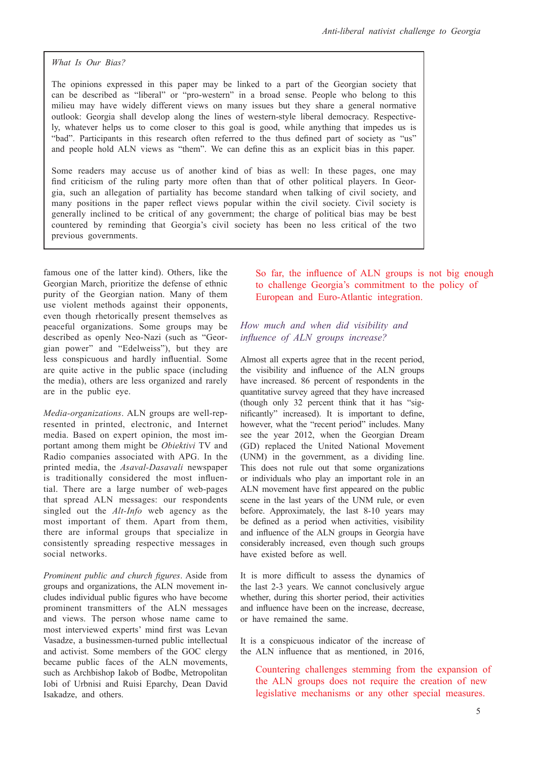> *What Is Our Bias?*
>
> The opinions expressed in this paper may be linked to a part of the Georgian society that can be described as "liberal" or "pro-western" in a broad sense. People who belong to this milieu may have widely different views on many issues but they share a general normative outlook: Georgia shall develop along the lines of western-style liberal democracy. Respectively, whatever helps us to come closer to this goal is good, while anything that impedes us is "bad". Participants in this research often referred to the thus defined part of society as "us" and people hold ALN views as "them". We can define this as an explicit bias in this paper.
>
> Some readers may accuse us of another kind of bias as well: In these pages, one may find criticism of the ruling party more often than that of other political players. In Georgia, such an allegation of partiality has become standard when talking of civil society, and many positions in the paper reflect views popular within the civil society. Civil society is generally inclined to be critical of any government; the charge of political bias may be best countered by reminding that Georgia's civil society has been no less critical of the two previous governments.

famous one of the latter kind). Others, like the Georgian March, prioritize the defense of ethnic purity of the Georgian nation. Many of them use violent methods against their opponents, even though rhetorically present themselves as peaceful organizations. Some groups may be described as openly Neo-Nazi (such as "Georgian power" and "Edelweiss"), but they are less conspicuous and hardly influential. Some are quite active in the public space (including the media), others are less organized and rarely are in the public eye.

*Media-organizations*. ALN groups are well-represented in printed, electronic, and Internet media. Based on expert opinion, the most important among them might be *Obiektivi* TV and Radio companies associated with APG. In the printed media, the *Asaval-Dasavali* newspaper is traditionally considered the most influential. There are a large number of web-pages that spread ALN messages: our respondents singled out the *Alt-Info* web agency as the most important of them. Apart from them, there are informal groups that specialize in consistently spreading respective messages in social networks.

*Prominent public and church figures*. Aside from groups and organizations, the ALN movement includes individual public figures who have become prominent transmitters of the ALN messages and views. The person whose name came to most interviewed experts' mind first was Levan Vasadze, a businessmen-turned public intellectual and activist. Some members of the GOC clergy became public faces of the ALN movements, such as Archbishop Iakob of Bodbe, Metropolitan Iobi of Urbnisi and Ruisi Eparchy, Dean David Isakadze, and others.

> So far, the influence of ALN groups is not big enough to challenge Georgia's commitment to the policy of European and Euro-Atlantic integration.

### *How much and when did visibility and influence of ALN groups increase?*

Almost all experts agree that in the recent period, the visibility and influence of the ALN groups have increased. 86 percent of respondents in the quantitative survey agreed that they have increased (though only 32 percent think that it has "significantly" increased). It is important to define, however, what the "recent period" includes. Many see the year 2012, when the Georgian Dream (GD) replaced the United National Movement (UNM) in the government, as a dividing line. This does not rule out that some organizations or individuals who play an important role in an ALN movement have first appeared on the public scene in the last years of the UNM rule, or even before. Approximately, the last 8-10 years may be defined as a period when activities, visibility and influence of the ALN groups in Georgia have considerably increased, even though such groups have existed before as well.

It is more difficult to assess the dynamics of the last 2-3 years. We cannot conclusively argue whether, during this shorter period, their activities and influence have been on the increase, decrease, or have remained the same.

It is a conspicuous indicator of the increase of the ALN influence that as mentioned, in 2016,

> Countering challenges stemming from the expansion of the ALN groups does not require the creation of new legislative mechanisms or any other special measures.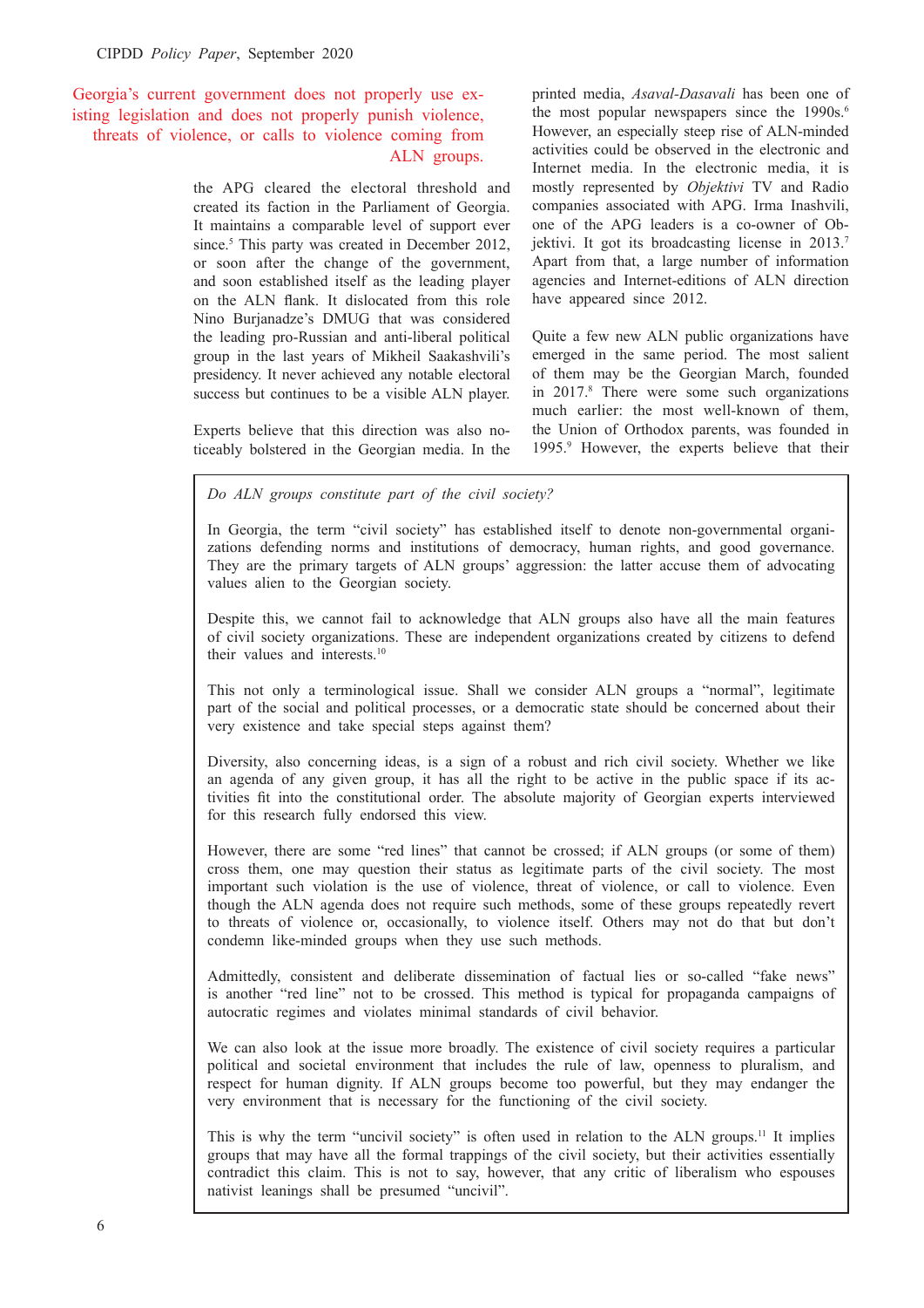> Georgia's current government does not properly use existing legislation and does not properly punish violence, threats of violence, or calls to violence coming from ALN groups.

the APG cleared the electoral threshold and created its faction in the Parliament of Georgia. It maintains a comparable level of support ever since.[5] This party was created in December 2012, or soon after the change of the government, and soon established itself as the leading player on the ALN flank. It dislocated from this role Nino Burjanadze's DMUG that was considered the leading pro-Russian and anti-liberal political group in the last years of Mikheil Saakashvili's presidency. It never achieved any notable electoral success but continues to be a visible ALN player.

Experts believe that this direction was also noticeably bolstered in the Georgian media. In the printed media, *Asaval-Dasavali* has been one of the most popular newspapers since the 1990s.[6] However, an especially steep rise of ALN-minded activities could be observed in the electronic and Internet media. In the electronic media, it is mostly represented by *Objektivi* TV and Radio companies associated with APG. Irma Inashvili, one of the APG leaders is a co-owner of Objektivi. It got its broadcasting license in 2013.[7] Apart from that, a large number of information agencies and Internet-editions of ALN direction have appeared since 2012.

Quite a few new ALN public organizations have emerged in the same period. The most salient of them may be the Georgian March, founded in 2017.[8] There were some such organizations much earlier: the most well-known of them, the Union of Orthodox parents, was founded in 1995.[9] However, the experts believe that their

---

*Do ALN groups constitute part of the civil society?*

In Georgia, the term "civil society" has established itself to denote non-governmental organizations defending norms and institutions of democracy, human rights, and good governance. They are the primary targets of ALN groups' aggression: the latter accuse them of advocating values alien to the Georgian society.

Despite this, we cannot fail to acknowledge that ALN groups also have all the main features of civil society organizations. These are independent organizations created by citizens to defend their values and interests.[10]

This not only a terminological issue. Shall we consider ALN groups a "normal", legitimate part of the social and political processes, or a democratic state should be concerned about their very existence and take special steps against them?

Diversity, also concerning ideas, is a sign of a robust and rich civil society. Whether we like an agenda of any given group, it has all the right to be active in the public space if its activities fit into the constitutional order. The absolute majority of Georgian experts interviewed for this research fully endorsed this view.

However, there are some "red lines" that cannot be crossed; if ALN groups (or some of them) cross them, one may question their status as legitimate parts of the civil society. The most important such violation is the use of violence, threat of violence, or call to violence. Even though the ALN agenda does not require such methods, some of these groups repeatedly revert to threats of violence or, occasionally, to violence itself. Others may not do that but don't condemn like-minded groups when they use such methods.

Admittedly, consistent and deliberate dissemination of factual lies or so-called "fake news" is another "red line" not to be crossed. This method is typical for propaganda campaigns of autocratic regimes and violates minimal standards of civil behavior.

We can also look at the issue more broadly. The existence of civil society requires a particular political and societal environment that includes the rule of law, openness to pluralism, and respect for human dignity. If ALN groups become too powerful, but they may endanger the very environment that is necessary for the functioning of the civil society.

This is why the term "uncivil society" is often used in relation to the ALN groups.[11] It implies groups that may have all the formal trappings of the civil society, but their activities essentially contradict this claim. This is not to say, however, that any critic of liberalism who espouses nativist leanings shall be presumed "uncivil".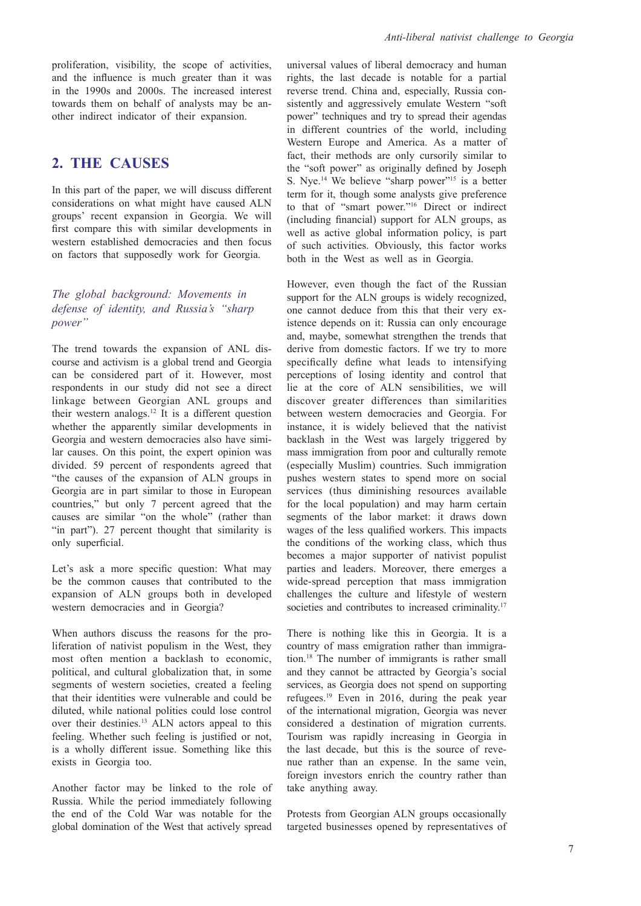proliferation, visibility, the scope of activities, and the influence is much greater than it was in the 1990s and 2000s. The increased interest towards them on behalf of analysts may be another indirect indicator of their expansion.

## 2. THE CAUSES

In this part of the paper, we will discuss different considerations on what might have caused ALN groups' recent expansion in Georgia. We will first compare this with similar developments in western established democracies and then focus on factors that supposedly work for Georgia.

### *The global background: Movements in defense of identity, and Russia's "sharp power"*

The trend towards the expansion of ANL discourse and activism is a global trend and Georgia can be considered part of it. However, most respondents in our study did not see a direct linkage between Georgian ANL groups and their western analogs.[12] It is a different question whether the apparently similar developments in Georgia and western democracies also have similar causes. On this point, the expert opinion was divided. 59 percent of respondents agreed that "the causes of the expansion of ALN groups in Georgia are in part similar to those in European countries," but only 7 percent agreed that the causes are similar "on the whole" (rather than "in part"). 27 percent thought that similarity is only superficial.

Let's ask a more specific question: What may be the common causes that contributed to the expansion of ALN groups both in developed western democracies and in Georgia?

When authors discuss the reasons for the proliferation of nativist populism in the West, they most often mention a backlash to economic, political, and cultural globalization that, in some segments of western societies, created a feeling that their identities were vulnerable and could be diluted, while national polities could lose control over their destinies.[13] ALN actors appeal to this feeling. Whether such feeling is justified or not, is a wholly different issue. Something like this exists in Georgia too.

Another factor may be linked to the role of Russia. While the period immediately following the end of the Cold War was notable for the global domination of the West that actively spread universal values of liberal democracy and human rights, the last decade is notable for a partial reverse trend. China and, especially, Russia consistently and aggressively emulate Western "soft power" techniques and try to spread their agendas in different countries of the world, including Western Europe and America. As a matter of fact, their methods are only cursorily similar to the "soft power" as originally defined by Joseph S. Nye.[14] We believe "sharp power"[15] is a better term for it, though some analysts give preference to that of "smart power."[16] Direct or indirect (including financial) support for ALN groups, as well as active global information policy, is part of such activities. Obviously, this factor works both in the West as well as in Georgia.

However, even though the fact of the Russian support for the ALN groups is widely recognized, one cannot deduce from this that their very existence depends on it: Russia can only encourage and, maybe, somewhat strengthen the trends that derive from domestic factors. If we try to more specifically define what leads to intensifying perceptions of losing identity and control that lie at the core of ALN sensibilities, we will discover greater differences than similarities between western democracies and Georgia. For instance, it is widely believed that the nativist backlash in the West was largely triggered by mass immigration from poor and culturally remote (especially Muslim) countries. Such immigration pushes western states to spend more on social services (thus diminishing resources available for the local population) and may harm certain segments of the labor market: it draws down wages of the less qualified workers. This impacts the conditions of the working class, which thus becomes a major supporter of nativist populist parties and leaders. Moreover, there emerges a wide-spread perception that mass immigration challenges the culture and lifestyle of western societies and contributes to increased criminality.[17]

There is nothing like this in Georgia. It is a country of mass emigration rather than immigration.[18] The number of immigrants is rather small and they cannot be attracted by Georgia's social services, as Georgia does not spend on supporting refugees.[19] Even in 2016, during the peak year of the international migration, Georgia was never considered a destination of migration currents. Tourism was rapidly increasing in Georgia in the last decade, but this is the source of revenue rather than an expense. In the same vein, foreign investors enrich the country rather than take anything away.

Protests from Georgian ALN groups occasionally targeted businesses opened by representatives of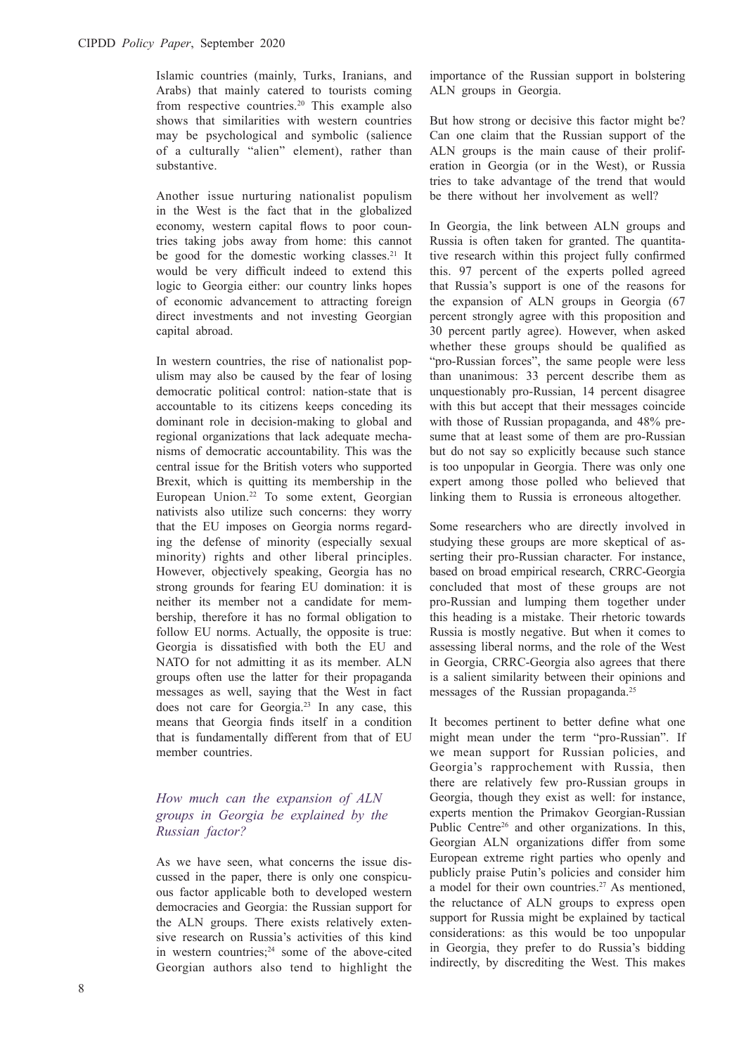Islamic countries (mainly, Turks, Iranians, and Arabs) that mainly catered to tourists coming from respective countries.[20] This example also shows that similarities with western countries may be psychological and symbolic (salience of a culturally "alien" element), rather than substantive.

Another issue nurturing nationalist populism in the West is the fact that in the globalized economy, western capital flows to poor countries taking jobs away from home: this cannot be good for the domestic working classes.[21] It would be very difficult indeed to extend this logic to Georgia either: our country links hopes of economic advancement to attracting foreign direct investments and not investing Georgian capital abroad.

In western countries, the rise of nationalist populism may also be caused by the fear of losing democratic political control: nation-state that is accountable to its citizens keeps conceding its dominant role in decision-making to global and regional organizations that lack adequate mechanisms of democratic accountability. This was the central issue for the British voters who supported Brexit, which is quitting its membership in the European Union.[22] To some extent, Georgian nativists also utilize such concerns: they worry that the EU imposes on Georgia norms regarding the defense of minority (especially sexual minority) rights and other liberal principles. However, objectively speaking, Georgia has no strong grounds for fearing EU domination: it is neither its member not a candidate for membership, therefore it has no formal obligation to follow EU norms. Actually, the opposite is true: Georgia is dissatisfied with both the EU and NATO for not admitting it as its member. ALN groups often use the latter for their propaganda messages as well, saying that the West in fact does not care for Georgia.[23] In any case, this means that Georgia finds itself in a condition that is fundamentally different from that of EU member countries.

### *How much can the expansion of ALN groups in Georgia be explained by the Russian factor?*

As we have seen, what concerns the issue discussed in the paper, there is only one conspicuous factor applicable both to developed western democracies and Georgia: the Russian support for the ALN groups. There exists relatively extensive research on Russia's activities of this kind in western countries;[24] some of the above-cited Georgian authors also tend to highlight the importance of the Russian support in bolstering ALN groups in Georgia.

But how strong or decisive this factor might be? Can one claim that the Russian support of the ALN groups is the main cause of their proliferation in Georgia (or in the West), or Russia tries to take advantage of the trend that would be there without her involvement as well?

In Georgia, the link between ALN groups and Russia is often taken for granted. The quantitative research within this project fully confirmed this. 97 percent of the experts polled agreed that Russia's support is one of the reasons for the expansion of ALN groups in Georgia (67 percent strongly agree with this proposition and 30 percent partly agree). However, when asked whether these groups should be qualified as "pro-Russian forces", the same people were less than unanimous: 33 percent describe them as unquestionably pro-Russian, 14 percent disagree with this but accept that their messages coincide with those of Russian propaganda, and 48% presume that at least some of them are pro-Russian but do not say so explicitly because such stance is too unpopular in Georgia. There was only one expert among those polled who believed that linking them to Russia is erroneous altogether.

Some researchers who are directly involved in studying these groups are more skeptical of asserting their pro-Russian character. For instance, based on broad empirical research, CRRC-Georgia concluded that most of these groups are not pro-Russian and lumping them together under this heading is a mistake. Their rhetoric towards Russia is mostly negative. But when it comes to assessing liberal norms, and the role of the West in Georgia, CRRC-Georgia also agrees that there is a salient similarity between their opinions and messages of the Russian propaganda.[25]

It becomes pertinent to better define what one might mean under the term "pro-Russian". If we mean support for Russian policies, and Georgia's rapprochement with Russia, then there are relatively few pro-Russian groups in Georgia, though they exist as well: for instance, experts mention the Primakov Georgian-Russian Public Centre[26] and other organizations. In this, Georgian ALN organizations differ from some European extreme right parties who openly and publicly praise Putin's policies and consider him a model for their own countries.[27] As mentioned, the reluctance of ALN groups to express open support for Russia might be explained by tactical considerations: as this would be too unpopular in Georgia, they prefer to do Russia's bidding indirectly, by discrediting the West. This makes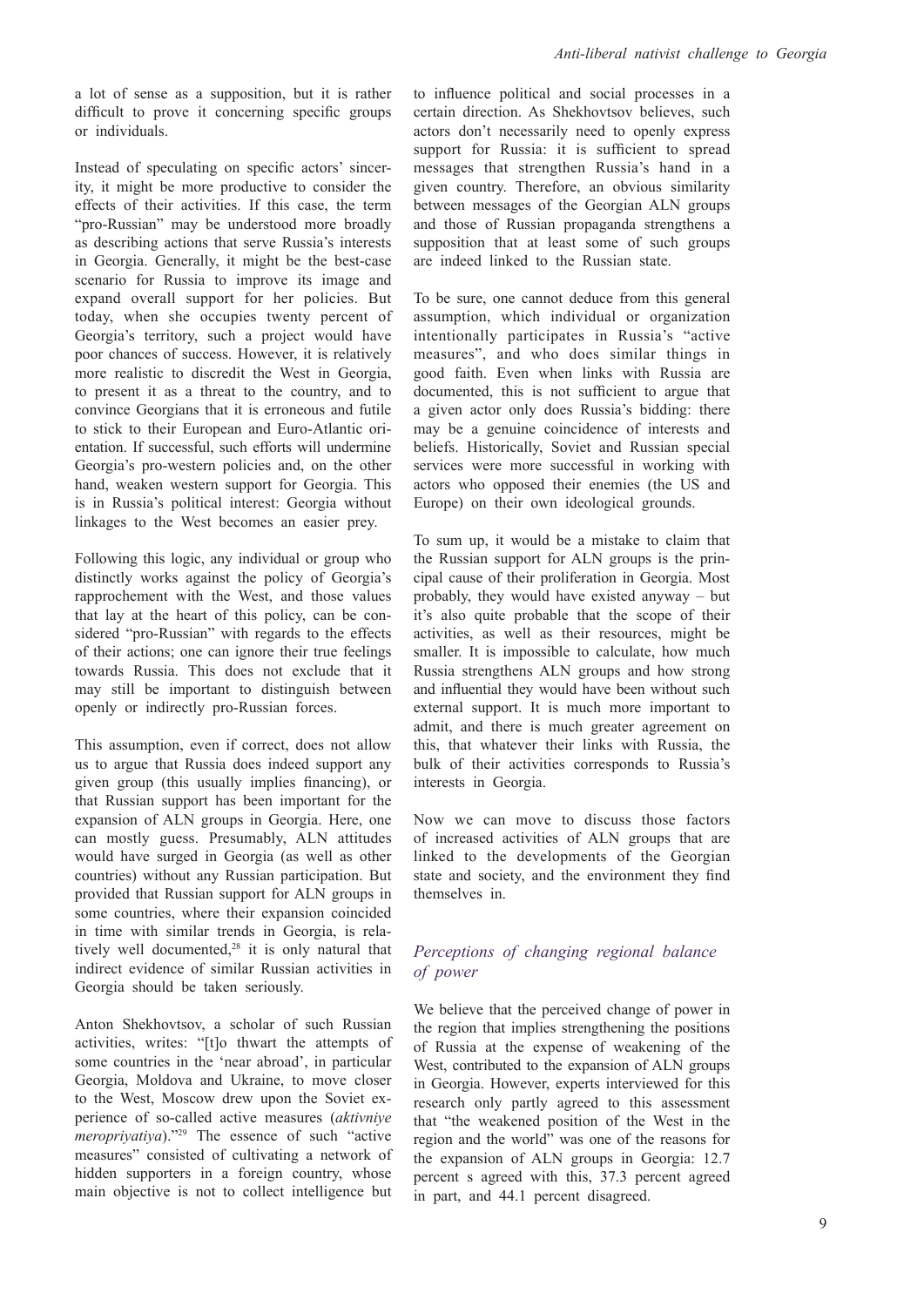a lot of sense as a supposition, but it is rather difficult to prove it concerning specific groups or individuals.

Instead of speculating on specific actors' sincerity, it might be more productive to consider the effects of their activities. If this case, the term "pro-Russian" may be understood more broadly as describing actions that serve Russia's interests in Georgia. Generally, it might be the best-case scenario for Russia to improve its image and expand overall support for her policies. But today, when she occupies twenty percent of Georgia's territory, such a project would have poor chances of success. However, it is relatively more realistic to discredit the West in Georgia, to present it as a threat to the country, and to convince Georgians that it is erroneous and futile to stick to their European and Euro-Atlantic orientation. If successful, such efforts will undermine Georgia's pro-western policies and, on the other hand, weaken western support for Georgia. This is in Russia's political interest: Georgia without linkages to the West becomes an easier prey.

Following this logic, any individual or group who distinctly works against the policy of Georgia's rapprochement with the West, and those values that lay at the heart of this policy, can be considered "pro-Russian" with regards to the effects of their actions; one can ignore their true feelings towards Russia. This does not exclude that it may still be important to distinguish between openly or indirectly pro-Russian forces.

This assumption, even if correct, does not allow us to argue that Russia does indeed support any given group (this usually implies financing), or that Russian support has been important for the expansion of ALN groups in Georgia. Here, one can mostly guess. Presumably, ALN attitudes would have surged in Georgia (as well as other countries) without any Russian participation. But provided that Russian support for ALN groups in some countries, where their expansion coincided in time with similar trends in Georgia, is relatively well documented,[28] it is only natural that indirect evidence of similar Russian activities in Georgia should be taken seriously.

Anton Shekhovtsov, a scholar of such Russian activities, writes: "[t]o thwart the attempts of some countries in the 'near abroad', in particular Georgia, Moldova and Ukraine, to move closer to the West, Moscow drew upon the Soviet experience of so-called active measures (*aktivniye meropriyatiya*)."[29] The essence of such "active measures" consisted of cultivating a network of hidden supporters in a foreign country, whose main objective is not to collect intelligence but to influence political and social processes in a certain direction. As Shekhovtsov believes, such actors don't necessarily need to openly express support for Russia: it is sufficient to spread messages that strengthen Russia's hand in a given country. Therefore, an obvious similarity between messages of the Georgian ALN groups and those of Russian propaganda strengthens a supposition that at least some of such groups are indeed linked to the Russian state.

To be sure, one cannot deduce from this general assumption, which individual or organization intentionally participates in Russia's "active measures", and who does similar things in good faith. Even when links with Russia are documented, this is not sufficient to argue that a given actor only does Russia's bidding: there may be a genuine coincidence of interests and beliefs. Historically, Soviet and Russian special services were more successful in working with actors who opposed their enemies (the US and Europe) on their own ideological grounds.

To sum up, it would be a mistake to claim that the Russian support for ALN groups is the principal cause of their proliferation in Georgia. Most probably, they would have existed anyway – but it's also quite probable that the scope of their activities, as well as their resources, might be smaller. It is impossible to calculate, how much Russia strengthens ALN groups and how strong and influential they would have been without such external support. It is much more important to admit, and there is much greater agreement on this, that whatever their links with Russia, the bulk of their activities corresponds to Russia's interests in Georgia.

Now we can move to discuss those factors of increased activities of ALN groups that are linked to the developments of the Georgian state and society, and the environment they find themselves in.

## *Perceptions of changing regional balance of power*

We believe that the perceived change of power in the region that implies strengthening the positions of Russia at the expense of weakening of the West, contributed to the expansion of ALN groups in Georgia. However, experts interviewed for this research only partly agreed to this assessment that "the weakened position of the West in the region and the world" was one of the reasons for the expansion of ALN groups in Georgia: 12.7 percent s agreed with this, 37.3 percent agreed in part, and 44.1 percent disagreed.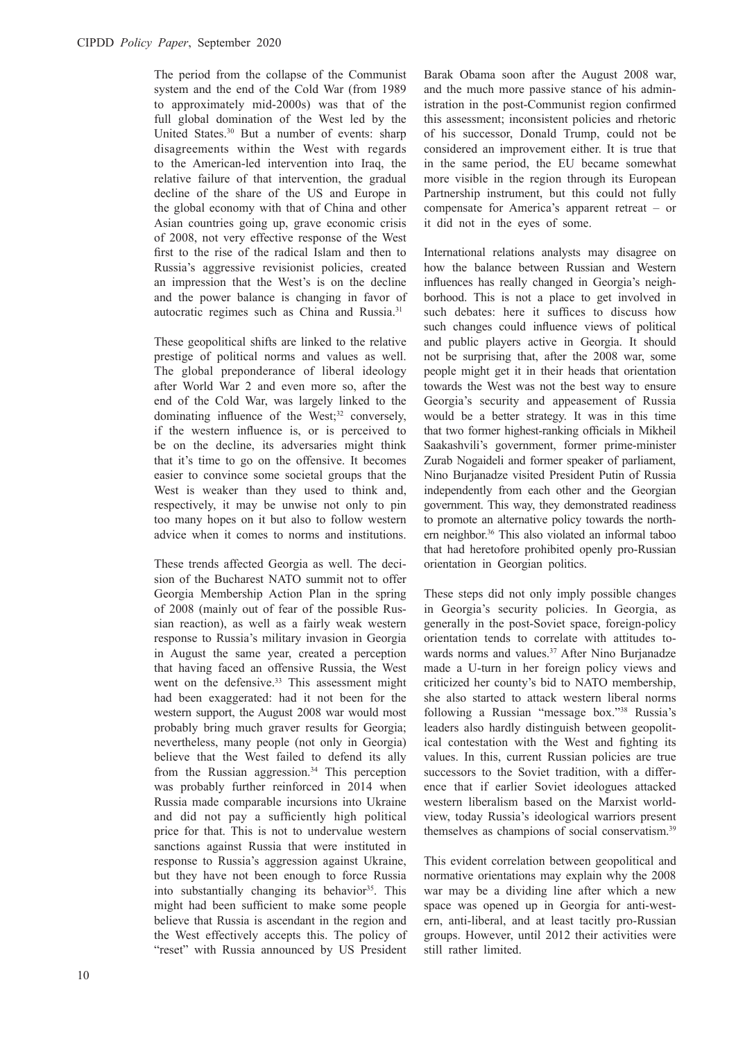The period from the collapse of the Communist system and the end of the Cold War (from 1989 to approximately mid-2000s) was that of the full global domination of the West led by the United States.[30] But a number of events: sharp disagreements within the West with regards to the American-led intervention into Iraq, the relative failure of that intervention, the gradual decline of the share of the US and Europe in the global economy with that of China and other Asian countries going up, grave economic crisis of 2008, not very effective response of the West first to the rise of the radical Islam and then to Russia's aggressive revisionist policies, created an impression that the West's is on the decline and the power balance is changing in favor of autocratic regimes such as China and Russia.[31]

These geopolitical shifts are linked to the relative prestige of political norms and values as well. The global preponderance of liberal ideology after World War 2 and even more so, after the end of the Cold War, was largely linked to the dominating influence of the West;[32] conversely, if the western influence is, or is perceived to be on the decline, its adversaries might think that it's time to go on the offensive. It becomes easier to convince some societal groups that the West is weaker than they used to think and, respectively, it may be unwise not only to pin too many hopes on it but also to follow western advice when it comes to norms and institutions.

These trends affected Georgia as well. The decision of the Bucharest NATO summit not to offer Georgia Membership Action Plan in the spring of 2008 (mainly out of fear of the possible Russian reaction), as well as a fairly weak western response to Russia's military invasion in Georgia in August the same year, created a perception that having faced an offensive Russia, the West went on the defensive.[33] This assessment might had been exaggerated: had it not been for the western support, the August 2008 war would most probably bring much graver results for Georgia; nevertheless, many people (not only in Georgia) believe that the West failed to defend its ally from the Russian aggression.[34] This perception was probably further reinforced in 2014 when Russia made comparable incursions into Ukraine and did not pay a sufficiently high political price for that. This is not to undervalue western sanctions against Russia that were instituted in response to Russia's aggression against Ukraine, but they have not been enough to force Russia into substantially changing its behavior[35]. This might had been sufficient to make some people believe that Russia is ascendant in the region and the West effectively accepts this. The policy of "reset" with Russia announced by US President Barak Obama soon after the August 2008 war, and the much more passive stance of his administration in the post-Communist region confirmed this assessment; inconsistent policies and rhetoric of his successor, Donald Trump, could not be considered an improvement either. It is true that in the same period, the EU became somewhat more visible in the region through its European Partnership instrument, but this could not fully compensate for America's apparent retreat – or it did not in the eyes of some.

International relations analysts may disagree on how the balance between Russian and Western influences has really changed in Georgia's neighborhood. This is not a place to get involved in such debates: here it suffices to discuss how such changes could influence views of political and public players active in Georgia. It should not be surprising that, after the 2008 war, some people might get it in their heads that orientation towards the West was not the best way to ensure Georgia's security and appeasement of Russia would be a better strategy. It was in this time that two former highest-ranking officials in Mikheil Saakashvili's government, former prime-minister Zurab Nogaideli and former speaker of parliament, Nino Burjanadze visited President Putin of Russia independently from each other and the Georgian government. This way, they demonstrated readiness to promote an alternative policy towards the northern neighbor.[36] This also violated an informal taboo that had heretofore prohibited openly pro-Russian orientation in Georgian politics.

These steps did not only imply possible changes in Georgia's security policies. In Georgia, as generally in the post-Soviet space, foreign-policy orientation tends to correlate with attitudes towards norms and values.[37] After Nino Burjanadze made a U-turn in her foreign policy views and criticized her county's bid to NATO membership, she also started to attack western liberal norms following a Russian "message box."[38] Russia's leaders also hardly distinguish between geopolitical contestation with the West and fighting its values. In this, current Russian policies are true successors to the Soviet tradition, with a difference that if earlier Soviet ideologues attacked western liberalism based on the Marxist worldview, today Russia's ideological warriors present themselves as champions of social conservatism.[39]

This evident correlation between geopolitical and normative orientations may explain why the 2008 war may be a dividing line after which a new space was opened up in Georgia for anti-western, anti-liberal, and at least tacitly pro-Russian groups. However, until 2012 their activities were still rather limited.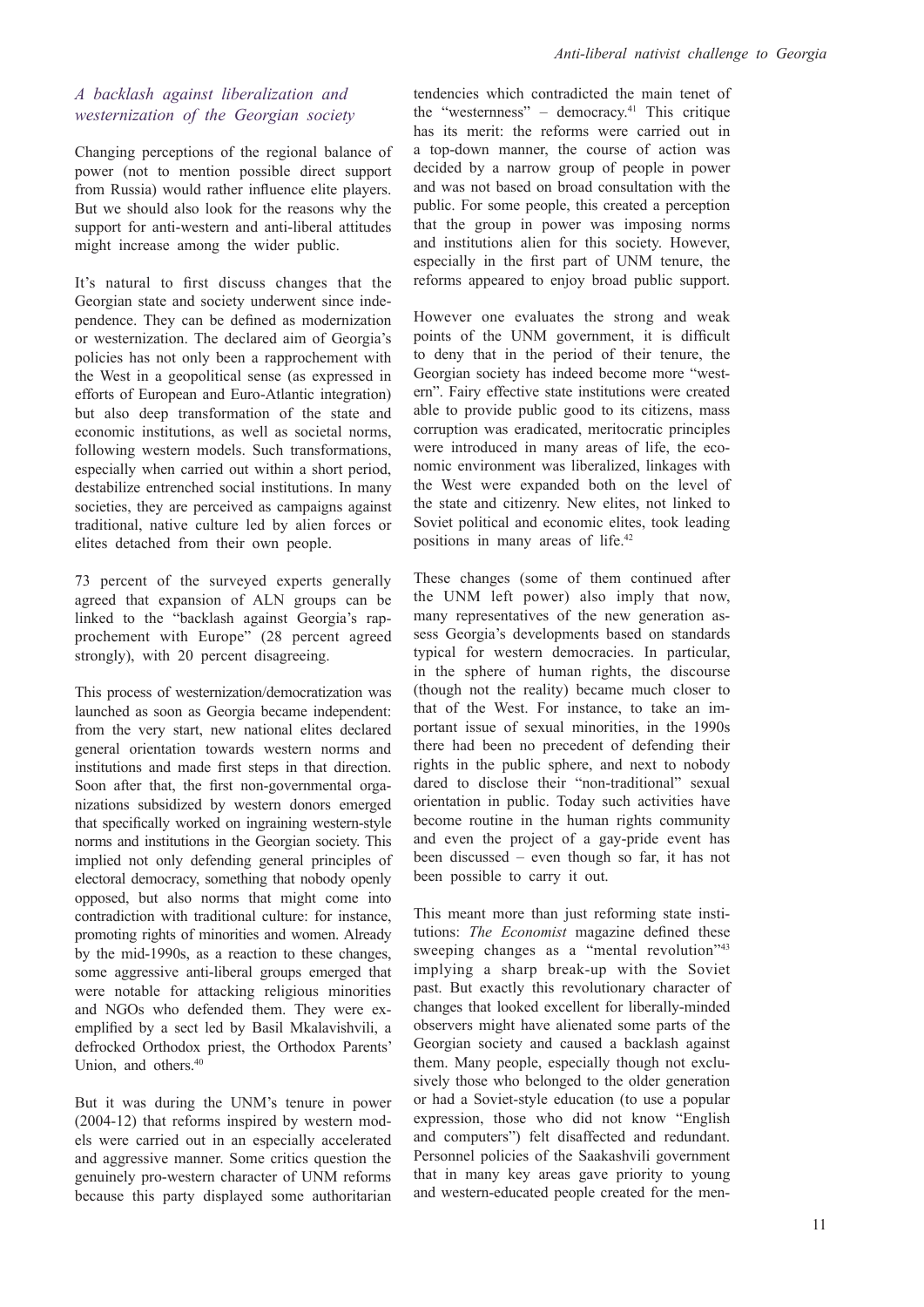### *A backlash against liberalization and westernization of the Georgian society*

Changing perceptions of the regional balance of power (not to mention possible direct support from Russia) would rather influence elite players. But we should also look for the reasons why the support for anti-western and anti-liberal attitudes might increase among the wider public.

It's natural to first discuss changes that the Georgian state and society underwent since independence. They can be defined as modernization or westernization. The declared aim of Georgia's policies has not only been a rapprochement with the West in a geopolitical sense (as expressed in efforts of European and Euro-Atlantic integration) but also deep transformation of the state and economic institutions, as well as societal norms, following western models. Such transformations, especially when carried out within a short period, destabilize entrenched social institutions. In many societies, they are perceived as campaigns against traditional, native culture led by alien forces or elites detached from their own people.

73 percent of the surveyed experts generally agreed that expansion of ALN groups can be linked to the "backlash against Georgia's rapprochement with Europe" (28 percent agreed strongly), with 20 percent disagreeing.

This process of westernization/democratization was launched as soon as Georgia became independent: from the very start, new national elites declared general orientation towards western norms and institutions and made first steps in that direction. Soon after that, the first non-governmental organizations subsidized by western donors emerged that specifically worked on ingraining western-style norms and institutions in the Georgian society. This implied not only defending general principles of electoral democracy, something that nobody openly opposed, but also norms that might come into contradiction with traditional culture: for instance, promoting rights of minorities and women. Already by the mid-1990s, as a reaction to these changes, some aggressive anti-liberal groups emerged that were notable for attacking religious minorities and NGOs who defended them. They were exemplified by a sect led by Basil Mkalavishvili, a defrocked Orthodox priest, the Orthodox Parents' Union, and others.[40]

But it was during the UNM's tenure in power (2004-12) that reforms inspired by western models were carried out in an especially accelerated and aggressive manner. Some critics question the genuinely pro-western character of UNM reforms because this party displayed some authoritarian tendencies which contradicted the main tenet of the "westernness" – democracy.[41] This critique has its merit: the reforms were carried out in a top-down manner, the course of action was decided by a narrow group of people in power and was not based on broad consultation with the public. For some people, this created a perception that the group in power was imposing norms and institutions alien for this society. However, especially in the first part of UNM tenure, the reforms appeared to enjoy broad public support.

However one evaluates the strong and weak points of the UNM government, it is difficult to deny that in the period of their tenure, the Georgian society has indeed become more "western". Fairy effective state institutions were created able to provide public good to its citizens, mass corruption was eradicated, meritocratic principles were introduced in many areas of life, the economic environment was liberalized, linkages with the West were expanded both on the level of the state and citizenry. New elites, not linked to Soviet political and economic elites, took leading positions in many areas of life.[42]

These changes (some of them continued after the UNM left power) also imply that now, many representatives of the new generation assess Georgia's developments based on standards typical for western democracies. In particular, in the sphere of human rights, the discourse (though not the reality) became much closer to that of the West. For instance, to take an important issue of sexual minorities, in the 1990s there had been no precedent of defending their rights in the public sphere, and next to nobody dared to disclose their "non-traditional" sexual orientation in public. Today such activities have become routine in the human rights community and even the project of a gay-pride event has been discussed – even though so far, it has not been possible to carry it out.

This meant more than just reforming state institutions: *The Economist* magazine defined these sweeping changes as a "mental revolution"[43] implying a sharp break-up with the Soviet past. But exactly this revolutionary character of changes that looked excellent for liberally-minded observers might have alienated some parts of the Georgian society and caused a backlash against them. Many people, especially though not exclusively those who belonged to the older generation or had a Soviet-style education (to use a popular expression, those who did not know "English and computers") felt disaffected and redundant. Personnel policies of the Saakashvili government that in many key areas gave priority to young and western-educated people created for the men-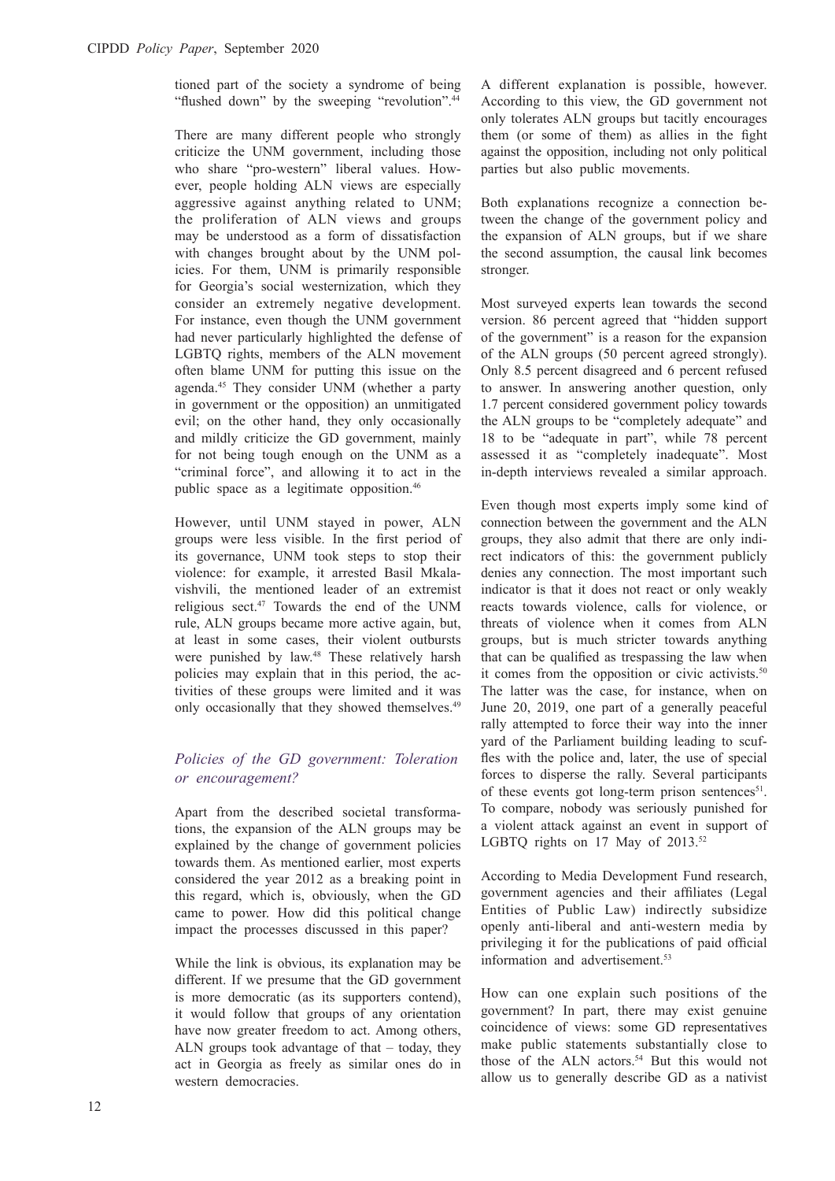tioned part of the society a syndrome of being "flushed down" by the sweeping "revolution".[44]

There are many different people who strongly criticize the UNM government, including those who share "pro-western" liberal values. However, people holding ALN views are especially aggressive against anything related to UNM; the proliferation of ALN views and groups may be understood as a form of dissatisfaction with changes brought about by the UNM policies. For them, UNM is primarily responsible for Georgia's social westernization, which they consider an extremely negative development. For instance, even though the UNM government had never particularly highlighted the defense of LGBTQ rights, members of the ALN movement often blame UNM for putting this issue on the agenda.[45] They consider UNM (whether a party in government or the opposition) an unmitigated evil; on the other hand, they only occasionally and mildly criticize the GD government, mainly for not being tough enough on the UNM as a "criminal force", and allowing it to act in the public space as a legitimate opposition.[46]

However, until UNM stayed in power, ALN groups were less visible. In the first period of its governance, UNM took steps to stop their violence: for example, it arrested Basil Mkalavishvili, the mentioned leader of an extremist religious sect.[47] Towards the end of the UNM rule, ALN groups became more active again, but, at least in some cases, their violent outbursts were punished by law.[48] These relatively harsh policies may explain that in this period, the activities of these groups were limited and it was only occasionally that they showed themselves.[49]

## *Policies of the GD government: Toleration or encouragement?*

Apart from the described societal transformations, the expansion of the ALN groups may be explained by the change of government policies towards them. As mentioned earlier, most experts considered the year 2012 as a breaking point in this regard, which is, obviously, when the GD came to power. How did this political change impact the processes discussed in this paper?

While the link is obvious, its explanation may be different. If we presume that the GD government is more democratic (as its supporters contend), it would follow that groups of any orientation have now greater freedom to act. Among others, ALN groups took advantage of that – today, they act in Georgia as freely as similar ones do in western democracies.

A different explanation is possible, however. According to this view, the GD government not only tolerates ALN groups but tacitly encourages them (or some of them) as allies in the fight against the opposition, including not only political parties but also public movements.

Both explanations recognize a connection between the change of the government policy and the expansion of ALN groups, but if we share the second assumption, the causal link becomes stronger.

Most surveyed experts lean towards the second version. 86 percent agreed that "hidden support of the government" is a reason for the expansion of the ALN groups (50 percent agreed strongly). Only 8.5 percent disagreed and 6 percent refused to answer. In answering another question, only 1.7 percent considered government policy towards the ALN groups to be "completely adequate" and 18 to be "adequate in part", while 78 percent assessed it as "completely inadequate". Most in-depth interviews revealed a similar approach.

Even though most experts imply some kind of connection between the government and the ALN groups, they also admit that there are only indirect indicators of this: the government publicly denies any connection. The most important such indicator is that it does not react or only weakly reacts towards violence, calls for violence, or threats of violence when it comes from ALN groups, but is much stricter towards anything that can be qualified as trespassing the law when it comes from the opposition or civic activists.[50] The latter was the case, for instance, when on June 20, 2019, one part of a generally peaceful rally attempted to force their way into the inner yard of the Parliament building leading to scuffles with the police and, later, the use of special forces to disperse the rally. Several participants of these events got long-term prison sentences[51]. To compare, nobody was seriously punished for a violent attack against an event in support of LGBTQ rights on 17 May of 2013.[52]

According to Media Development Fund research, government agencies and their affiliates (Legal Entities of Public Law) indirectly subsidize openly anti-liberal and anti-western media by privileging it for the publications of paid official information and advertisement.[53]

How can one explain such positions of the government? In part, there may exist genuine coincidence of views: some GD representatives make public statements substantially close to those of the ALN actors.[54] But this would not allow us to generally describe GD as a nativist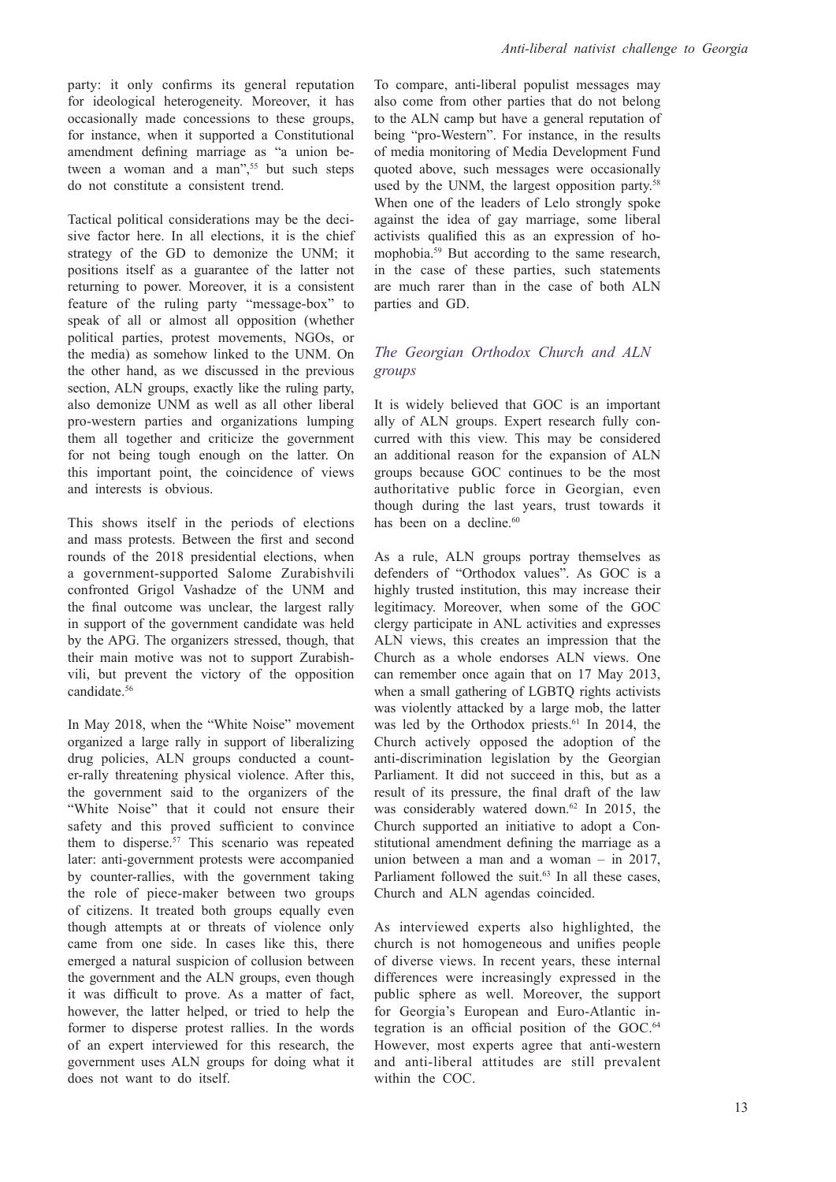party: it only confirms its general reputation for ideological heterogeneity. Moreover, it has occasionally made concessions to these groups, for instance, when it supported a Constitutional amendment defining marriage as "a union between a woman and a man",[55] but such steps do not constitute a consistent trend.

Tactical political considerations may be the decisive factor here. In all elections, it is the chief strategy of the GD to demonize the UNM; it positions itself as a guarantee of the latter not returning to power. Moreover, it is a consistent feature of the ruling party "message-box" to speak of all or almost all opposition (whether political parties, protest movements, NGOs, or the media) as somehow linked to the UNM. On the other hand, as we discussed in the previous section, ALN groups, exactly like the ruling party, also demonize UNM as well as all other liberal pro-western parties and organizations lumping them all together and criticize the government for not being tough enough on the latter. On this important point, the coincidence of views and interests is obvious.

This shows itself in the periods of elections and mass protests. Between the first and second rounds of the 2018 presidential elections, when a government-supported Salome Zurabishvili confronted Grigol Vashadze of the UNM and the final outcome was unclear, the largest rally in support of the government candidate was held by the APG. The organizers stressed, though, that their main motive was not to support Zurabishvili, but prevent the victory of the opposition candidate.[56]

In May 2018, when the "White Noise" movement organized a large rally in support of liberalizing drug policies, ALN groups conducted a counter-rally threatening physical violence. After this, the government said to the organizers of the "White Noise" that it could not ensure their safety and this proved sufficient to convince them to disperse.[57] This scenario was repeated later: anti-government protests were accompanied by counter-rallies, with the government taking the role of piece-maker between two groups of citizens. It treated both groups equally even though attempts at or threats of violence only came from one side. In cases like this, there emerged a natural suspicion of collusion between the government and the ALN groups, even though it was difficult to prove. As a matter of fact, however, the latter helped, or tried to help the former to disperse protest rallies. In the words of an expert interviewed for this research, the government uses ALN groups for doing what it does not want to do itself.

To compare, anti-liberal populist messages may also come from other parties that do not belong to the ALN camp but have a general reputation of being "pro-Western". For instance, in the results of media monitoring of Media Development Fund quoted above, such messages were occasionally used by the UNM, the largest opposition party.[58] When one of the leaders of Lelo strongly spoke against the idea of gay marriage, some liberal activists qualified this as an expression of homophobia.[59] But according to the same research, in the case of these parties, such statements are much rarer than in the case of both ALN parties and GD.

## *The Georgian Orthodox Church and ALN groups*

It is widely believed that GOC is an important ally of ALN groups. Expert research fully concurred with this view. This may be considered an additional reason for the expansion of ALN groups because GOC continues to be the most authoritative public force in Georgian, even though during the last years, trust towards it has been on a decline.[60]

As a rule, ALN groups portray themselves as defenders of "Orthodox values". As GOC is a highly trusted institution, this may increase their legitimacy. Moreover, when some of the GOC clergy participate in ANL activities and expresses ALN views, this creates an impression that the Church as a whole endorses ALN views. One can remember once again that on 17 May 2013, when a small gathering of LGBTQ rights activists was violently attacked by a large mob, the latter was led by the Orthodox priests.[61] In 2014, the Church actively opposed the adoption of the anti-discrimination legislation by the Georgian Parliament. It did not succeed in this, but as a result of its pressure, the final draft of the law was considerably watered down.[62] In 2015, the Church supported an initiative to adopt a Constitutional amendment defining the marriage as a union between a man and a woman – in 2017, Parliament followed the suit.[63] In all these cases, Church and ALN agendas coincided.

As interviewed experts also highlighted, the church is not homogeneous and unifies people of diverse views. In recent years, these internal differences were increasingly expressed in the public sphere as well. Moreover, the support for Georgia's European and Euro-Atlantic integration is an official position of the GOC.[64] However, most experts agree that anti-western and anti-liberal attitudes are still prevalent within the COC.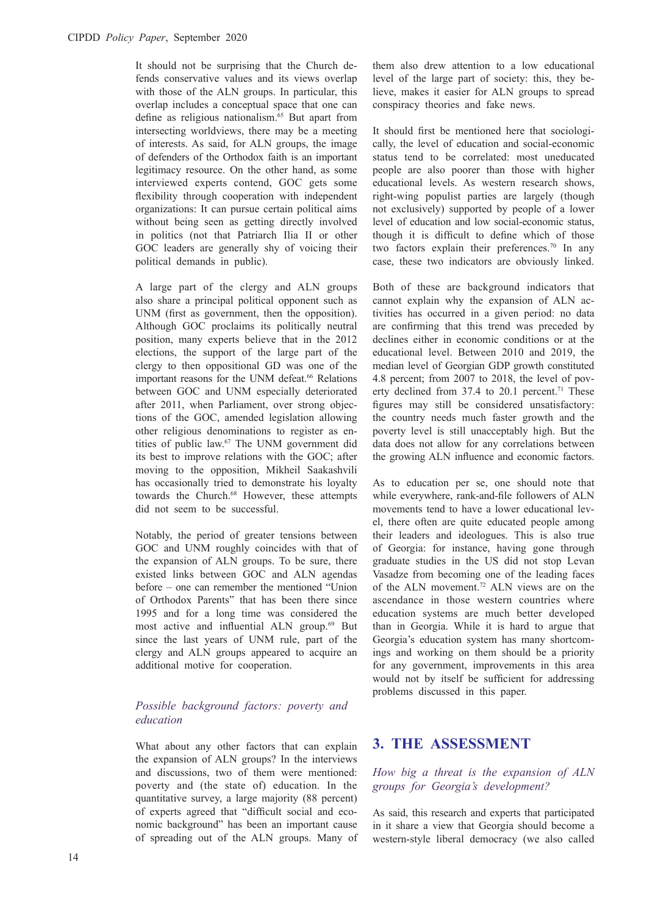It should not be surprising that the Church defends conservative values and its views overlap with those of the ALN groups. In particular, this overlap includes a conceptual space that one can define as religious nationalism.[65] But apart from intersecting worldviews, there may be a meeting of interests. As said, for ALN groups, the image of defenders of the Orthodox faith is an important legitimacy resource. On the other hand, as some interviewed experts contend, GOC gets some flexibility through cooperation with independent organizations: It can pursue certain political aims without being seen as getting directly involved in politics (not that Patriarch Ilia II or other GOC leaders are generally shy of voicing their political demands in public).

A large part of the clergy and ALN groups also share a principal political opponent such as UNM (first as government, then the opposition). Although GOC proclaims its politically neutral position, many experts believe that in the 2012 elections, the support of the large part of the clergy to then oppositional GD was one of the important reasons for the UNM defeat.[66] Relations between GOC and UNM especially deteriorated after 2011, when Parliament, over strong objections of the GOC, amended legislation allowing other religious denominations to register as entities of public law.[67] The UNM government did its best to improve relations with the GOC; after moving to the opposition, Mikheil Saakashvili has occasionally tried to demonstrate his loyalty towards the Church.[68] However, these attempts did not seem to be successful.

Notably, the period of greater tensions between GOC and UNM roughly coincides with that of the expansion of ALN groups. To be sure, there existed links between GOC and ALN agendas before – one can remember the mentioned "Union of Orthodox Parents" that has been there since 1995 and for a long time was considered the most active and influential ALN group.[69] But since the last years of UNM rule, part of the clergy and ALN groups appeared to acquire an additional motive for cooperation.

### *Possible background factors: poverty and education*

What about any other factors that can explain the expansion of ALN groups? In the interviews and discussions, two of them were mentioned: poverty and (the state of) education. In the quantitative survey, a large majority (88 percent) of experts agreed that "difficult social and economic background" has been an important cause of spreading out of the ALN groups. Many of them also drew attention to a low educational level of the large part of society: this, they believe, makes it easier for ALN groups to spread conspiracy theories and fake news.

It should first be mentioned here that sociologically, the level of education and social-economic status tend to be correlated: most uneducated people are also poorer than those with higher educational levels. As western research shows, right-wing populist parties are largely (though not exclusively) supported by people of a lower level of education and low social-economic status, though it is difficult to define which of those two factors explain their preferences.[70] In any case, these two indicators are obviously linked.

Both of these are background indicators that cannot explain why the expansion of ALN activities has occurred in a given period: no data are confirming that this trend was preceded by declines either in economic conditions or at the educational level. Between 2010 and 2019, the median level of Georgian GDP growth constituted 4.8 percent; from 2007 to 2018, the level of poverty declined from 37.4 to 20.1 percent.[71] These figures may still be considered unsatisfactory: the country needs much faster growth and the poverty level is still unacceptably high. But the data does not allow for any correlations between the growing ALN influence and economic factors.

As to education per se, one should note that while everywhere, rank-and-file followers of ALN movements tend to have a lower educational level, there often are quite educated people among their leaders and ideologues. This is also true of Georgia: for instance, having gone through graduate studies in the US did not stop Levan Vasadze from becoming one of the leading faces of the ALN movement.[72] ALN views are on the ascendance in those western countries where education systems are much better developed than in Georgia. While it is hard to argue that Georgia's education system has many shortcomings and working on them should be a priority for any government, improvements in this area would not by itself be sufficient for addressing problems discussed in this paper.

## 3. THE ASSESSMENT

### *How big a threat is the expansion of ALN groups for Georgia's development?*

As said, this research and experts that participated in it share a view that Georgia should become a western-style liberal democracy (we also called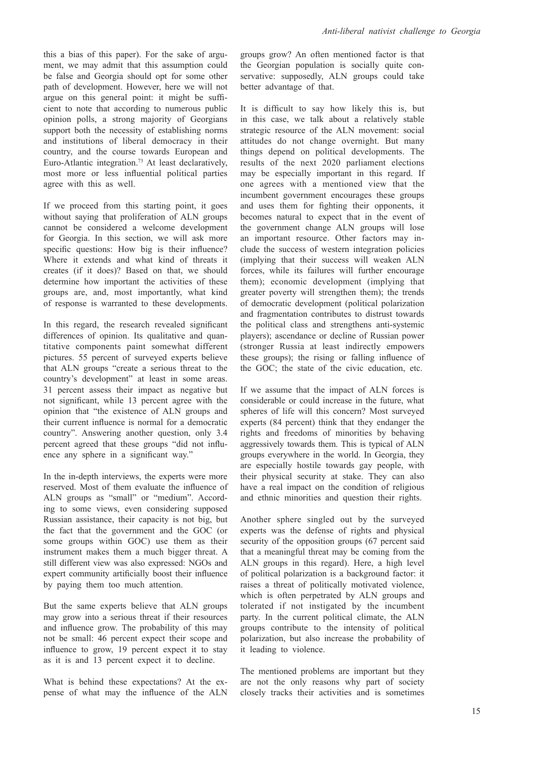this a bias of this paper). For the sake of argument, we may admit that this assumption could be false and Georgia should opt for some other path of development. However, here we will not argue on this general point: it might be sufficient to note that according to numerous public opinion polls, a strong majority of Georgians support both the necessity of establishing norms and institutions of liberal democracy in their country, and the course towards European and Euro-Atlantic integration.[73] At least declaratively, most more or less influential political parties agree with this as well.

If we proceed from this starting point, it goes without saying that proliferation of ALN groups cannot be considered a welcome development for Georgia. In this section, we will ask more specific questions: How big is their influence? Where it extends and what kind of threats it creates (if it does)? Based on that, we should determine how important the activities of these groups are, and, most importantly, what kind of response is warranted to these developments.

In this regard, the research revealed significant differences of opinion. Its qualitative and quantitative components paint somewhat different pictures. 55 percent of surveyed experts believe that ALN groups "create a serious threat to the country's development" at least in some areas. 31 percent assess their impact as negative but not significant, while 13 percent agree with the opinion that "the existence of ALN groups and their current influence is normal for a democratic country". Answering another question, only 3.4 percent agreed that these groups "did not influence any sphere in a significant way."

In the in-depth interviews, the experts were more reserved. Most of them evaluate the influence of ALN groups as "small" or "medium". According to some views, even considering supposed Russian assistance, their capacity is not big, but the fact that the government and the GOC (or some groups within GOC) use them as their instrument makes them a much bigger threat. A still different view was also expressed: NGOs and expert community artificially boost their influence by paying them too much attention.

But the same experts believe that ALN groups may grow into a serious threat if their resources and influence grow. The probability of this may not be small: 46 percent expect their scope and influence to grow, 19 percent expect it to stay as it is and 13 percent expect it to decline.

What is behind these expectations? At the expense of what may the influence of the ALN groups grow? An often mentioned factor is that the Georgian population is socially quite conservative: supposedly, ALN groups could take better advantage of that.

It is difficult to say how likely this is, but in this case, we talk about a relatively stable strategic resource of the ALN movement: social attitudes do not change overnight. But many things depend on political developments. The results of the next 2020 parliament elections may be especially important in this regard. If one agrees with a mentioned view that the incumbent government encourages these groups and uses them for fighting their opponents, it becomes natural to expect that in the event of the government change ALN groups will lose an important resource. Other factors may include the success of western integration policies (implying that their success will weaken ALN forces, while its failures will further encourage them); economic development (implying that greater poverty will strengthen them); the trends of democratic development (political polarization and fragmentation contributes to distrust towards the political class and strengthens anti-systemic players); ascendance or decline of Russian power (stronger Russia at least indirectly empowers these groups); the rising or falling influence of the GOC; the state of the civic education, etc.

If we assume that the impact of ALN forces is considerable or could increase in the future, what spheres of life will this concern? Most surveyed experts (84 percent) think that they endanger the rights and freedoms of minorities by behaving aggressively towards them. This is typical of ALN groups everywhere in the world. In Georgia, they are especially hostile towards gay people, with their physical security at stake. They can also have a real impact on the condition of religious and ethnic minorities and question their rights.

Another sphere singled out by the surveyed experts was the defense of rights and physical security of the opposition groups (67 percent said that a meaningful threat may be coming from the ALN groups in this regard). Here, a high level of political polarization is a background factor: it raises a threat of politically motivated violence, which is often perpetrated by ALN groups and tolerated if not instigated by the incumbent party. In the current political climate, the ALN groups contribute to the intensity of political polarization, but also increase the probability of it leading to violence.

The mentioned problems are important but they are not the only reasons why part of society closely tracks their activities and is sometimes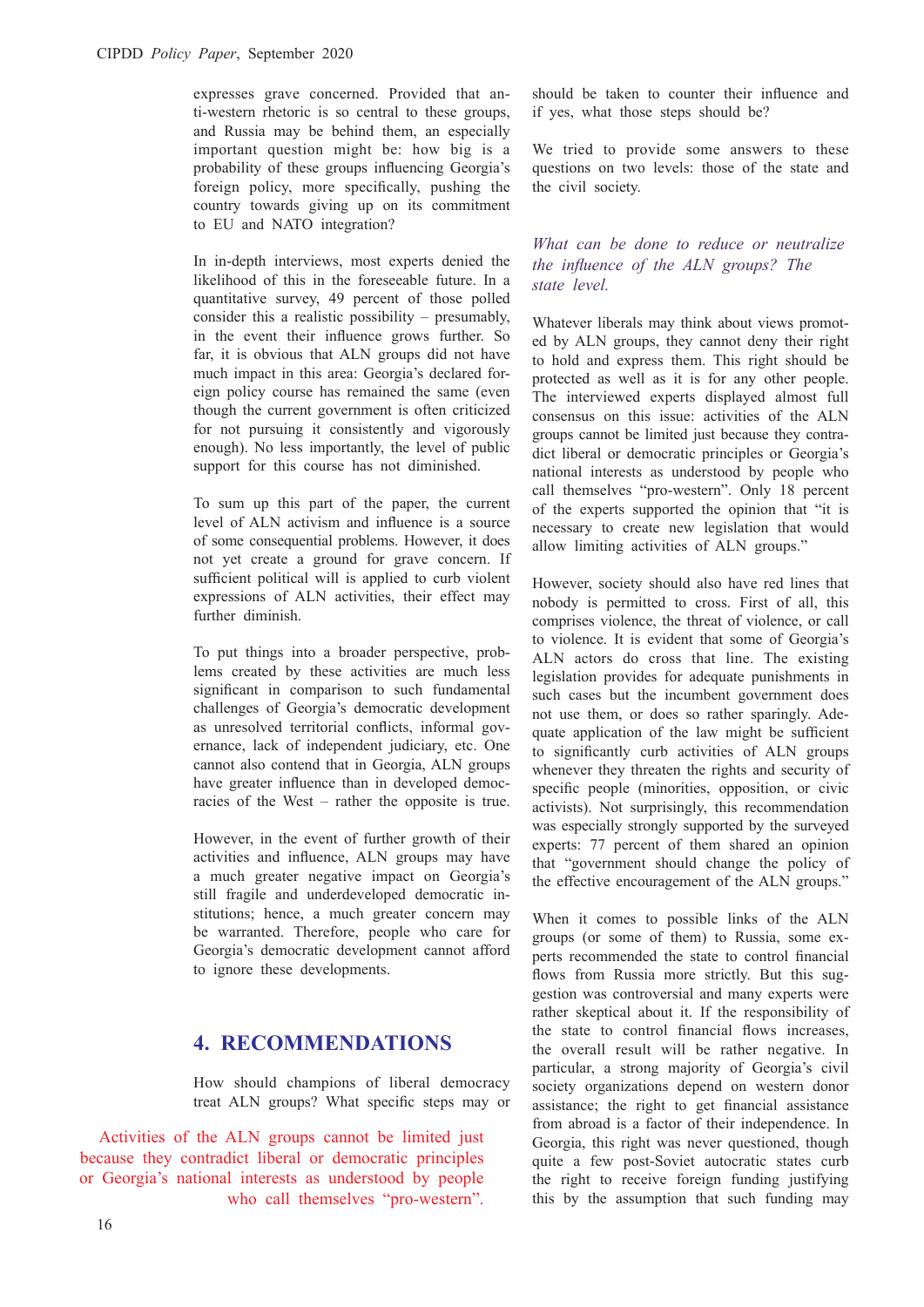expresses grave concerned. Provided that anti-western rhetoric is so central to these groups, and Russia may be behind them, an especially important question might be: how big is a probability of these groups influencing Georgia's foreign policy, more specifically, pushing the country towards giving up on its commitment to EU and NATO integration?

In in-depth interviews, most experts denied the likelihood of this in the foreseeable future. In a quantitative survey, 49 percent of those polled consider this a realistic possibility – presumably, in the event their influence grows further. So far, it is obvious that ALN groups did not have much impact in this area: Georgia's declared foreign policy course has remained the same (even though the current government is often criticized for not pursuing it consistently and vigorously enough). No less importantly, the level of public support for this course has not diminished.

To sum up this part of the paper, the current level of ALN activism and influence is a source of some consequential problems. However, it does not yet create a ground for grave concern. If sufficient political will is applied to curb violent expressions of ALN activities, their effect may further diminish.

To put things into a broader perspective, problems created by these activities are much less significant in comparison to such fundamental challenges of Georgia's democratic development as unresolved territorial conflicts, informal governance, lack of independent judiciary, etc. One cannot also contend that in Georgia, ALN groups have greater influence than in developed democracies of the West – rather the opposite is true.

However, in the event of further growth of their activities and influence, ALN groups may have a much greater negative impact on Georgia's still fragile and underdeveloped democratic institutions; hence, a much greater concern may be warranted. Therefore, people who care for Georgia's democratic development cannot afford to ignore these developments.

## 4. RECOMMENDATIONS

How should champions of liberal democracy treat ALN groups? What specific steps may or should be taken to counter their influence and if yes, what those steps should be?

> Activities of the ALN groups cannot be limited just because they contradict liberal or democratic principles or Georgia's national interests as understood by people who call themselves "pro-western".

We tried to provide some answers to these questions on two levels: those of the state and the civil society.

### *What can be done to reduce or neutralize the influence of the ALN groups? The state level.*

Whatever liberals may think about views promoted by ALN groups, they cannot deny their right to hold and express them. This right should be protected as well as it is for any other people. The interviewed experts displayed almost full consensus on this issue: activities of the ALN groups cannot be limited just because they contradict liberal or democratic principles or Georgia's national interests as understood by people who call themselves "pro-western". Only 18 percent of the experts supported the opinion that "it is necessary to create new legislation that would allow limiting activities of ALN groups."

However, society should also have red lines that nobody is permitted to cross. First of all, this comprises violence, the threat of violence, or call to violence. It is evident that some of Georgia's ALN actors do cross that line. The existing legislation provides for adequate punishments in such cases but the incumbent government does not use them, or does so rather sparingly. Adequate application of the law might be sufficient to significantly curb activities of ALN groups whenever they threaten the rights and security of specific people (minorities, opposition, or civic activists). Not surprisingly, this recommendation was especially strongly supported by the surveyed experts: 77 percent of them shared an opinion that "government should change the policy of the effective encouragement of the ALN groups."

When it comes to possible links of the ALN groups (or some of them) to Russia, some experts recommended the state to control financial flows from Russia more strictly. But this suggestion was controversial and many experts were rather skeptical about it. If the responsibility of the state to control financial flows increases, the overall result will be rather negative. In particular, a strong majority of Georgia's civil society organizations depend on western donor assistance; the right to get financial assistance from abroad is a factor of their independence. In Georgia, this right was never questioned, though quite a few post-Soviet autocratic states curb the right to receive foreign funding justifying this by the assumption that such funding may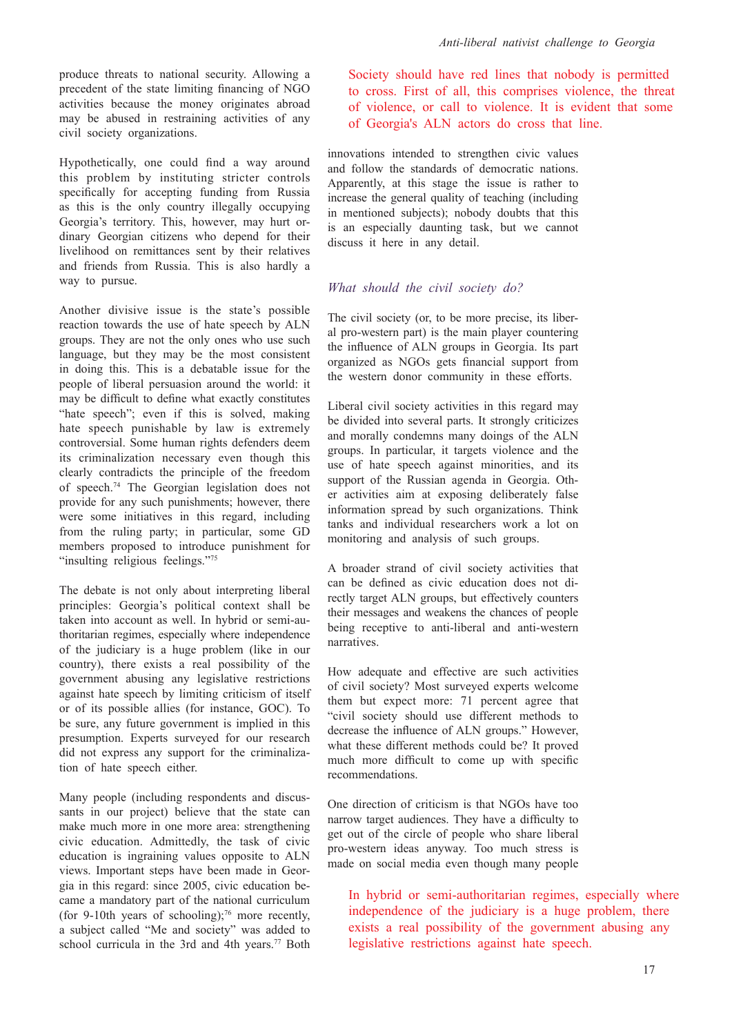produce threats to national security. Allowing a precedent of the state limiting financing of NGO activities because the money originates abroad may be abused in restraining activities of any civil society organizations.

Hypothetically, one could find a way around this problem by instituting stricter controls specifically for accepting funding from Russia as this is the only country illegally occupying Georgia's territory. This, however, may hurt ordinary Georgian citizens who depend for their livelihood on remittances sent by their relatives and friends from Russia. This is also hardly a way to pursue.

Another divisive issue is the state's possible reaction towards the use of hate speech by ALN groups. They are not the only ones who use such language, but they may be the most consistent in doing this. This is a debatable issue for the people of liberal persuasion around the world: it may be difficult to define what exactly constitutes "hate speech"; even if this is solved, making hate speech punishable by law is extremely controversial. Some human rights defenders deem its criminalization necessary even though this clearly contradicts the principle of the freedom of speech.[74] The Georgian legislation does not provide for any such punishments; however, there were some initiatives in this regard, including from the ruling party; in particular, some GD members proposed to introduce punishment for "insulting religious feelings."[75]

The debate is not only about interpreting liberal principles: Georgia's political context shall be taken into account as well. In hybrid or semi-authoritarian regimes, especially where independence of the judiciary is a huge problem (like in our country), there exists a real possibility of the government abusing any legislative restrictions against hate speech by limiting criticism of itself or of its possible allies (for instance, GOC). To be sure, any future government is implied in this presumption. Experts surveyed for our research did not express any support for the criminalization of hate speech either.

Many people (including respondents and discussants in our project) believe that the state can make much more in one more area: strengthening civic education. Admittedly, the task of civic education is ingraining values opposite to ALN views. Important steps have been made in Georgia in this regard: since 2005, civic education became a mandatory part of the national curriculum (for 9-10th years of schooling);[76] more recently, a subject called "Me and society" was added to school curricula in the 3rd and 4th years.[77] Both innovations intended to strengthen civic values and follow the standards of democratic nations. Apparently, at this stage the issue is rather to increase the general quality of teaching (including in mentioned subjects); nobody doubts that this is an especially daunting task, but we cannot discuss it here in any detail.

> Society should have red lines that nobody is permitted to cross. First of all, this comprises violence, the threat of violence, or call to violence. It is evident that some of Georgia's ALN actors do cross that line.

### *What should the civil society do?*

The civil society (or, to be more precise, its liberal pro-western part) is the main player countering the influence of ALN groups in Georgia. Its part organized as NGOs gets financial support from the western donor community in these efforts.

Liberal civil society activities in this regard may be divided into several parts. It strongly criticizes and morally condemns many doings of the ALN groups. In particular, it targets violence and the use of hate speech against minorities, and its support of the Russian agenda in Georgia. Other activities aim at exposing deliberately false information spread by such organizations. Think tanks and individual researchers work a lot on monitoring and analysis of such groups.

A broader strand of civil society activities that can be defined as civic education does not directly target ALN groups, but effectively counters their messages and weakens the chances of people being receptive to anti-liberal and anti-western narratives.

How adequate and effective are such activities of civil society? Most surveyed experts welcome them but expect more: 71 percent agree that "civil society should use different methods to decrease the influence of ALN groups." However, what these different methods could be? It proved much more difficult to come up with specific recommendations.

One direction of criticism is that NGOs have too narrow target audiences. They have a difficulty to get out of the circle of people who share liberal pro-western ideas anyway. Too much stress is made on social media even though many people

> In hybrid or semi-authoritarian regimes, especially where independence of the judiciary is a huge problem, there exists a real possibility of the government abusing any legislative restrictions against hate speech.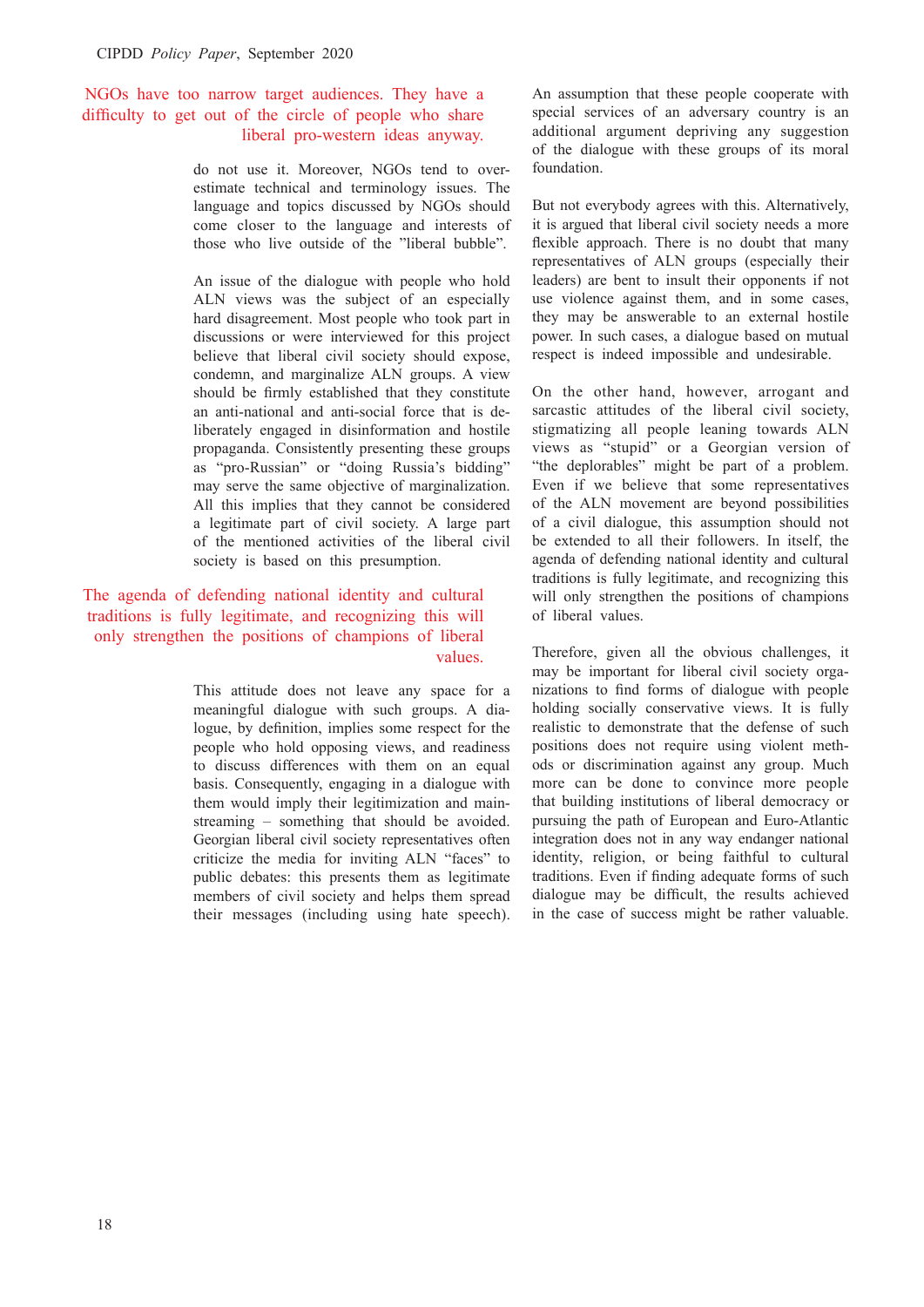> NGOs have too narrow target audiences. They have a difficulty to get out of the circle of people who share liberal pro-western ideas anyway.

do not use it. Moreover, NGOs tend to overestimate technical and terminology issues. The language and topics discussed by NGOs should come closer to the language and interests of those who live outside of the "liberal bubble".

An issue of the dialogue with people who hold ALN views was the subject of an especially hard disagreement. Most people who took part in discussions or were interviewed for this project believe that liberal civil society should expose, condemn, and marginalize ALN groups. A view should be firmly established that they constitute an anti-national and anti-social force that is deliberately engaged in disinformation and hostile propaganda. Consistently presenting these groups as "pro-Russian" or "doing Russia's bidding" may serve the same objective of marginalization. All this implies that they cannot be considered a legitimate part of civil society. A large part of the mentioned activities of the liberal civil society is based on this presumption.

> The agenda of defending national identity and cultural traditions is fully legitimate, and recognizing this will only strengthen the positions of champions of liberal values.

This attitude does not leave any space for a meaningful dialogue with such groups. A dialogue, by definition, implies some respect for the people who hold opposing views, and readiness to discuss differences with them on an equal basis. Consequently, engaging in a dialogue with them would imply their legitimization and mainstreaming – something that should be avoided. Georgian liberal civil society representatives often criticize the media for inviting ALN "faces" to public debates: this presents them as legitimate members of civil society and helps them spread their messages (including using hate speech). An assumption that these people cooperate with special services of an adversary country is an additional argument depriving any suggestion of the dialogue with these groups of its moral foundation.

But not everybody agrees with this. Alternatively, it is argued that liberal civil society needs a more flexible approach. There is no doubt that many representatives of ALN groups (especially their leaders) are bent to insult their opponents if not use violence against them, and in some cases, they may be answerable to an external hostile power. In such cases, a dialogue based on mutual respect is indeed impossible and undesirable.

On the other hand, however, arrogant and sarcastic attitudes of the liberal civil society, stigmatizing all people leaning towards ALN views as "stupid" or a Georgian version of "the deplorables" might be part of a problem. Even if we believe that some representatives of the ALN movement are beyond possibilities of a civil dialogue, this assumption should not be extended to all their followers. In itself, the agenda of defending national identity and cultural traditions is fully legitimate, and recognizing this will only strengthen the positions of champions of liberal values.

Therefore, given all the obvious challenges, it may be important for liberal civil society organizations to find forms of dialogue with people holding socially conservative views. It is fully realistic to demonstrate that the defense of such positions does not require using violent methods or discrimination against any group. Much more can be done to convince more people that building institutions of liberal democracy or pursuing the path of European and Euro-Atlantic integration does not in any way endanger national identity, religion, or being faithful to cultural traditions. Even if finding adequate forms of such dialogue may be difficult, the results achieved in the case of success might be rather valuable.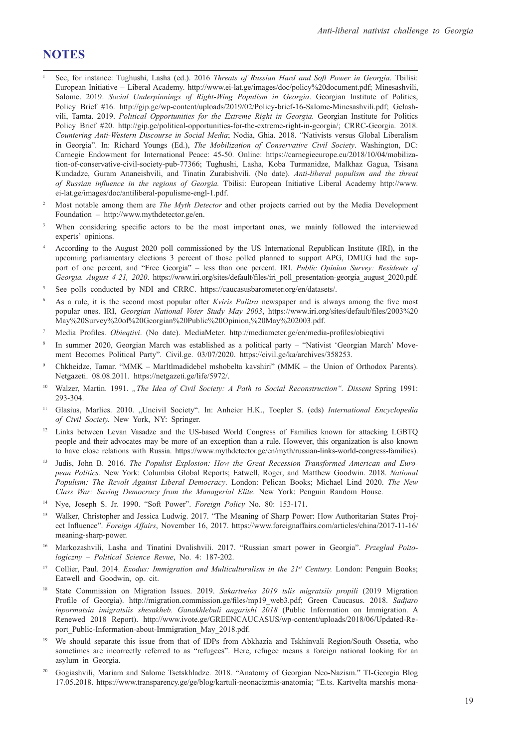## NOTES

1. See, for instance: Tughushi, Lasha (ed.). 2016 *Threats of Russian Hard and Soft Power in Georgia*. Tbilisi: European Initiative – Liberal Academy. http://www.ei-lat.ge/images/doc/policy%20document.pdf; Minesashvili, Salome. 2019. *Social Underpinnings of Right-Wing Populism in Georgia*. Georgian Institute of Politics, Policy Brief #16. http://gip.ge/wp-content/uploads/2019/02/Policy-brief-16-Salome-Minesashvili.pdf; Gelashvili, Tamta. 2019. *Political Opportunities for the Extreme Right in Georgia.* Georgian Institute for Politics Policy Brief #20. http://gip.ge/political-opportunities-for-the-extreme-right-in-georgia/; CRRC-Georgia. 2018. *Countering Anti-Western Discourse in Social Media*; Nodia, Ghia. 2018. "Nativists versus Global Liberalism in Georgia". In: Richard Youngs (Ed.), *The Mobilization of Conservative Civil Society*. Washington, DC: Carnegie Endowment for International Peace: 45-50. Online: https://carnegieeurope.eu/2018/10/04/mobilization-of-conservative-civil-society-pub-77366; Tughushi, Lasha, Koba Turmanidze, Malkhaz Gagua, Tsisana Kundadze, Guram Ananeishvili, and Tinatin Zurabishvili. (No date). *Anti-liberal populism and the threat of Russian influence in the regions of Georgia.* Tbilisi: European Initiative Liberal Academy http://www.ei-lat.ge/images/doc/antiliberal-populisme-engl-1.pdf.
2. Most notable among them are *The Myth Detector* and other projects carried out by the Media Development Foundation – http://www.mythdetector.ge/en.
3. When considering specific actors to be the most important ones, we mainly followed the interviewed experts' opinions.
4. According to the August 2020 poll commissioned by the US International Republican Institute (IRI), in the upcoming parliamentary elections 3 percent of those polled planned to support APG, DMUG had the support of one percent, and "Free Georgia" – less than one percent. IRI. *Public Opinion Survey: Residents of Georgia. August 4-21, 2020*. https://www.iri.org/sites/default/files/iri_poll_presentation-georgia_august_2020.pdf.
5. See polls conducted by NDI and CRRC. https://caucasusbarometer.org/en/datasets/.
6. As a rule, it is the second most popular after *Kviris Palitra* newspaper and is always among the five most popular ones. IRI, *Georgian National Voter Study May 2003*, https://www.iri.org/sites/default/files/2003%20May%20Survey%20of%20Georgian%20Public%20Opinion,%20May%202003.pdf.
7. Media Profiles. *Obieqtivi*. (No date). MediaMeter. http://mediameter.ge/en/media-profiles/obieqtivi
8. In summer 2020, Georgian March was established as a political party – "Nativist 'Georgian March' Movement Becomes Political Party". Civil.ge. 03/07/2020. https://civil.ge/ka/archives/358253.
9. Chkheidze, Tamar. "MMK – Marltlmadidebel mshobelta kavshiri" (MMK – the Union of Orthodox Parents). Netgazeti. 08.08.2011. https://netgazeti.ge/life/5972/.
10. Walzer, Martin. 1991. *„The Idea of Civil Society: A Path to Social Reconstruction". Dissent* Spring 1991: 293-304.
11. Glasius, Marlies. 2010. „Uncivil Society". In: Anheier H.K., Toepler S. (eds) *International Encyclopedia of Civil Society.* New York, NY: Springer.
12. Links between Levan Vasadze and the US-based World Congress of Families known for attacking LGBTQ people and their advocates may be more of an exception than a rule. However, this organization is also known to have close relations with Russia. https://www.mythdetector.ge/en/myth/russian-links-world-congress-families).
13. Judis, John B. 2016. *The Populist Explosion: How the Great Recession Transformed American and European Politics.* New York: Columbia Global Reports; Eatwell, Roger, and Matthew Goodwin. 2018. *National Populism: The Revolt Against Liberal Democracy*. London: Pelican Books; Michael Lind 2020. *The New Class War: Saving Democracy from the Managerial Elite*. New York: Penguin Random House.
14. Nye, Joseph S. Jr. 1990. "Soft Power". *Foreign Policy* No. 80: 153-171.
15. Walker, Christopher and Jessica Ludwig. 2017. "The Meaning of Sharp Power: How Authoritarian States Project Influence". *Foreign Affairs*, November 16, 2017. https://www.foreignaffairs.com/articles/china/2017-11-16/meaning-sharp-power.
16. Markozashvili, Lasha and Tinatini Dvalishvili. 2017. "Russian smart power in Georgia". *Przeglad Poitologiczny – Political Science Revue*, No. 4: 187-202.
17. Collier, Paul. 2014. *Exodus: Immigration and Multiculturalism in the 21st Century.* London: Penguin Books; Eatwell and Goodwin, op. cit.
18. State Commission on Migration Issues. 2019. *Sakartvelos 2019 tslis migratsiis propili* (2019 Migration Profile of Georgia). http://migration.commission.ge/files/mp19_web3.pdf; Green Caucasus. 2018. *Sadjaro inpormatsia imigratsiis shesakheb. Ganakhlebuli angarishi 2018* (Public Information on Immigration. A Renewed 2018 Report). http://www.ivote.ge/GREENCAUCASUS/wp-content/uploads/2018/06/Updated-Report_Public-Information-about-Immigration_May_2018.pdf.
19. We should separate this issue from that of IDPs from Abkhazia and Tskhinvali Region/South Ossetia, who sometimes are incorrectly referred to as "refugees". Here, refugee means a foreign national looking for an asylum in Georgia.
20. Gogiashvili, Mariam and Salome Tsetskhladze. 2018. "Anatomy of Georgian Neo-Nazism." TI-Georgia Blog 17.05.2018. https://www.transparency.ge/ge/blog/kartuli-neonacizmis-anatomia; "E.ts. Kartvelta marshis mona-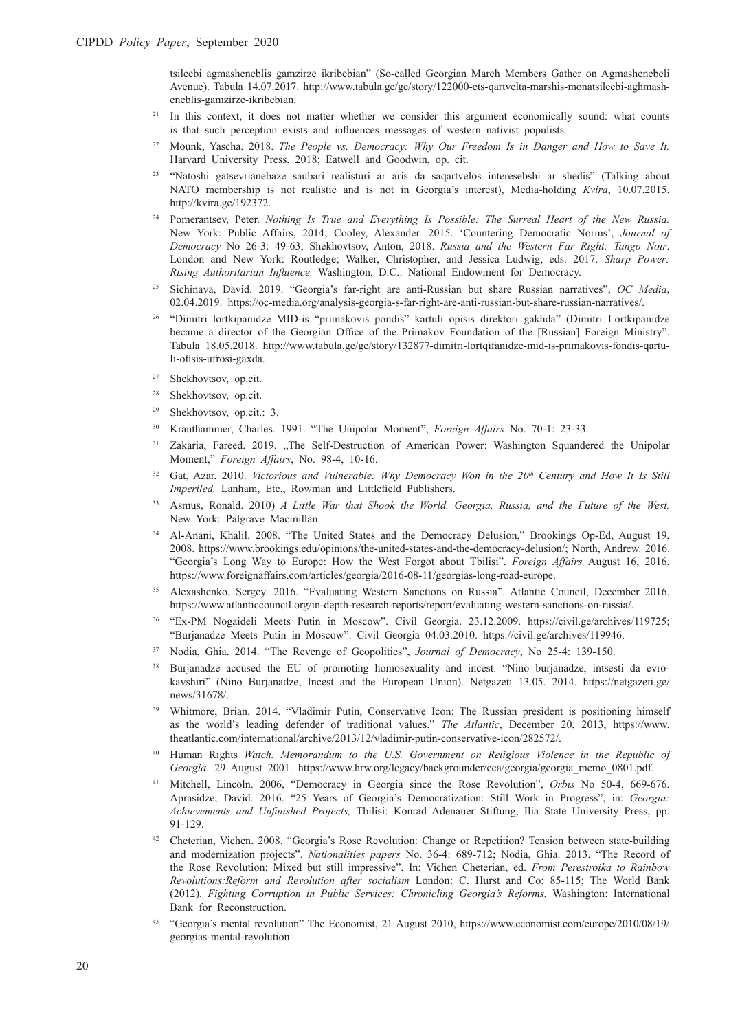tsileebi agmasheneblis gamzirze ikribebian" (So-called Georgian March Members Gather on Agmashenebeli Avenue). Tabula 14.07.2017. http://www.tabula.ge/ge/story/122000-ets-qartvelta-marshis-monatsileebi-aghmasheneblis-gamzirze-ikribebian.

[21] In this context, it does not matter whether we consider this argument economically sound: what counts is that such perception exists and influences messages of western nativist populists.

[22] Mounk, Yascha. 2018. *The People vs. Democracy: Why Our Freedom Is in Danger and How to Save It.* Harvard University Press, 2018; Eatwell and Goodwin, op. cit.

[23] "Natoshi gatsevrianebaze saubari realisturi ar aris da saqartvelos interesebshi ar shedis" (Talking about NATO membership is not realistic and is not in Georgia's interest), Media-holding *Kvira*, 10.07.2015. http://kvira.ge/192372.

[24] Pomerantsev, Peter. *Nothing Is True and Everything Is Possible: The Surreal Heart of the New Russia.* New York: Public Affairs, 2014; Cooley, Alexander. 2015. 'Countering Democratic Norms', *Journal of Democracy* No 26-3: 49-63; Shekhovtsov, Anton, 2018. *Russia and the Western Far Right: Tango Noir*. London and New York: Routledge; Walker, Christopher, and Jessica Ludwig, eds. 2017. *Sharp Power: Rising Authoritarian Influence.* Washington, D.C.: National Endowment for Democracy.

[25] Sichinava, David. 2019. "Georgia's far-right are anti-Russian but share Russian narratives", *OC Media*, 02.04.2019. https://oc-media.org/analysis-georgia-s-far-right-are-anti-russian-but-share-russian-narratives/.

[26] "Dimitri lortkipanidze MID-is "primakovis pondis" kartuli opisis direktori gakhda" (Dimitri Lortkipanidze became a director of the Georgian Office of the Primakov Foundation of the [Russian] Foreign Ministry". Tabula 18.05.2018. http://www.tabula.ge/ge/story/132877-dimitri-lortqifanidze-mid-is-primakovis-fondis-qartuli-ofisis-ufrosi-gaxda.

[27] Shekhovtsov, op.cit.

[28] Shekhovtsov, op.cit.

[29] Shekhovtsov, op.cit.: 3.

[30] Krauthammer, Charles. 1991. "The Unipolar Moment", *Foreign Affairs* No. 70-1: 23-33.

[31] Zakaria, Fareed. 2019. „The Self-Destruction of American Power: Washington Squandered the Unipolar Moment," *Foreign Affairs*, No. 98-4, 10-16.

[32] Gat, Azar. 2010. *Victorious and Vulnerable: Why Democracy Won in the 20th Century and How It Is Still Imperiled.* Lanham, Etc., Rowman and Littlefield Publishers.

[33] Asmus, Ronald. 2010) *A Little War that Shook the World. Georgia, Russia, and the Future of the West.* New York: Palgrave Macmillan.

[34] Al-Anani, Khalil. 2008. "The United States and the Democracy Delusion," Brookings Op-Ed, August 19, 2008. https://www.brookings.edu/opinions/the-united-states-and-the-democracy-delusion/; North, Andrew. 2016. "Georgia's Long Way to Europe: How the West Forgot about Tbilisi". *Foreign Affairs* August 16, 2016. https://www.foreignaffairs.com/articles/georgia/2016-08-11/georgias-long-road-europe.

[35] Alexashenko, Sergey. 2016. "Evaluating Western Sanctions on Russia". Atlantic Council, December 2016. https://www.atlanticcouncil.org/in-depth-research-reports/report/evaluating-western-sanctions-on-russia/.

[36] "Ex-PM Nogaideli Meets Putin in Moscow". Civil Georgia. 23.12.2009. https://civil.ge/archives/119725; "Burjanadze Meets Putin in Moscow". Civil Georgia 04.03.2010. https://civil.ge/archives/119946.

[37] Nodia, Ghia. 2014. "The Revenge of Geopolitics", *Journal of Democracy*, No 25-4: 139-150.

[38] Burjanadze accused the EU of promoting homosexuality and incest. "Nino burjanadze, intsesti da evrokavshiri" (Nino Burjanadze, Incest and the European Union). Netgazeti 13.05. 2014. https://netgazeti.ge/news/31678/.

[39] Whitmore, Brian. 2014. "Vladimir Putin, Conservative Icon: The Russian president is positioning himself as the world's leading defender of traditional values." *The Atlantic*, December 20, 2013, https://www.theatlantic.com/international/archive/2013/12/vladimir-putin-conservative-icon/282572/.

[40] Human Rights *Watch. Memorandum to the U.S. Government on Religious Violence in the Republic of Georgia*. 29 August 2001. https://www.hrw.org/legacy/backgrounder/eca/georgia/georgia_memo_0801.pdf.

[41] Mitchell, Lincoln. 2006, "Democracy in Georgia since the Rose Revolution", *Orbis* No 50-4, 669-676. Aprasidze, David. 2016. "25 Years of Georgia's Democratization: Still Work in Progress", in: *Georgia: Achievements and Unfinished Projects,* Tbilisi: Konrad Adenauer Stiftung, Ilia State University Press, pp. 91-129.

[42] Cheterian, Vichen. 2008. "Georgia's Rose Revolution: Change or Repetition? Tension between state-building and modernization projects". *Nationalities papers* No. 36-4: 689-712; Nodia, Ghia. 2013. "The Record of the Rose Revolution: Mixed but still impressive". In: Vichen Cheterian, ed. *From Perestroika to Rainbow Revolutions:Reform and Revolution after socialism* London: C. Hurst and Co: 85-115; The World Bank (2012). *Fighting Corruption in Public Services: Chronicling Georgia's Reforms.* Washington: International Bank for Reconstruction.

[43] "Georgia's mental revolution" The Economist, 21 August 2010, https://www.economist.com/europe/2010/08/19/georgias-mental-revolution.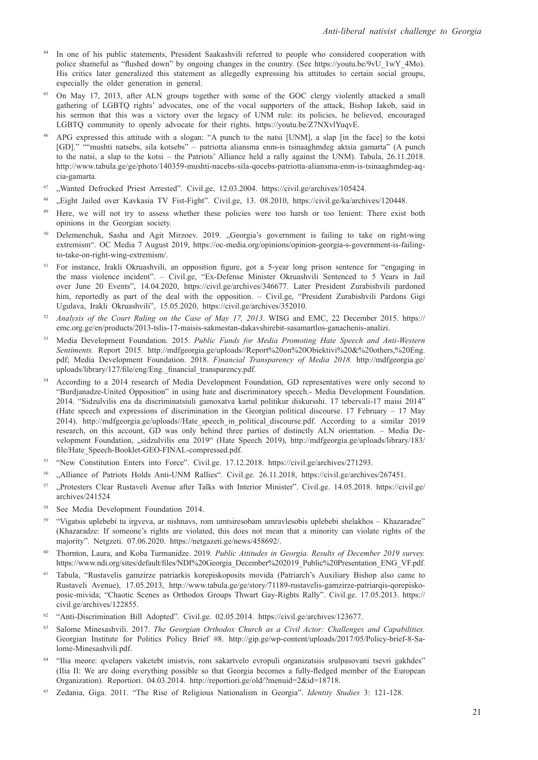[44] In one of his public statements, President Saakashvili referred to people who considered cooperation with police shameful as "flushed down" by ongoing changes in the country. (See https://youtu.be/9vU_1wY_4Mo). His critics later generalized this statement as allegedly expressing his attitudes to certain social groups, especially the older generation in general.

[45] On May 17, 2013, after ALN groups together with some of the GOC clergy violently attacked a small gathering of LGBTQ rights' advocates, one of the vocal supporters of the attack, Bishop Iakob, said in his sermon that this was a victory over the legacy of UNM rule: its policies, he believed, encouraged LGBTQ community to openly advocate for their rights. https://youtu.be/Z7NXvlYuqvE.

[46] APG expressed this attitude with a slogan: "A punch to the natsi [UNM], a slap [in the face] to the kotsi [GD]." ""mushti natsebs, sila kotsebs" – patriotta aliansma enm-is tsinaaghmdeg aktsia gamarta" (A punch to the natsi, a slap to the kotsi – the Patriots' Alliance held a rally against the UNM). Tabula, 26.11.2018. http://www.tabula.ge/ge/photo/140359-mushti-nacebs-sila-qocebs-patriotta-aliansma-enm-is-tsinaaghmdeg-aqcia-gamarta.

[47] „Wanted Defrocked Priest Arrested". Civil.ge, 12.03.2004. https://civil.ge/archives/105424.

[48] „Eight Jailed over Kavkasia TV Fist-Fight". Civil.ge, 13. 08.2010, https://civil.ge/ka/archives/120448.

[49] Here, we will not try to assess whether these policies were too harsh or too lenient: There exist both opinions in the Georgian society.

[50] Delemenchuk, Sasha and Agit Mirzoev. 2019. „Georgia's government is failing to take on right-wing extremism". OC Media 7 August 2019, https://oc-media.org/opinions/opinion-georgia-s-government-is-failing-to-take-on-right-wing-extremism/.

[51] For instance, Irakli Okruashvili, an opposition figure, got a 5-year long prison sentence for "engaging in the mass violence incident". – Civil.ge, "Ex-Defense Minister Okruashvili Sentenced to 5 Years in Jail over June 20 Events", 14.04.2020, https://civil.ge/archives/346677. Later President Zurabishvili pardoned him, reportedly as part of the deal with the opposition. – Civil.ge, "President Zurabishvili Pardons Gigi Ugulava, Irakli Okruashvili", 15.05.2020, https://civil.ge/archives/352010.

[52] *Analysis of the Court Ruling on the Case of May 17, 2013*. WISG and EMC, 22 December 2015. https://emc.org.ge/en/products/2013-tslis-17-maisis-sakmestan-dakavshirebit-sasamartlos-ganachenis-analizi.

[53] Media Development Foundation. 2015. *Public Funds for Media Promoting Hate Speech and Anti-Western Sentiments.* Report 2015. http://mdfgeorgia.ge/uploads//Report%20on%20Obiektivi%20&%20others,%20Eng.pdf; Media Development Foundation. 2018. *Financial Transparency of Media 2018.* http://mdfgeorgia.ge/uploads/library/127/file/eng/Eng._financial_transparency.pdf.

[54] According to a 2014 research of Media Development Foundation, GD representatives were only second to "Burdjanadze-United Opposition" in using hate and discriminatory speech.- Media Development Foundation. 2014. "Sidzulvilis ena da discriminatsiuli gamoxatva kartul politikur diskursshi. 17 tebervali-17 maisi 2014" (Hate speech and expressions of discrimination in the Georgian political discourse. 17 February – 17 May 2014). http://mdfgeorgia.ge/uploads//Hate_speech_in_political_discourse.pdf. According to a similar 2019 research, on this account, GD was only behind three parties of distinctly ALN orientation. – Media Development Foundation, „sidzulvilis ena 2019" (Hate Speech 2019), http://mdfgeorgia.ge/uploads/library/183/file/Hate_Speech-Booklet-GEO-FINAL-compressed.pdf.

[55] "New Constitution Enters into Force". Civil.ge. 17.12.2018. https://civil.ge/archives/271293.

[56] „Alliance of Patriots Holds Anti-UNM Rallies". Civil.ge. 26.11.2018, https://civil.ge/archives/267451.

[57] „Protesters Clear Rustaveli Avenue after Talks with Interior Minister". Civil.ge. 14.05.2018. https://civil.ge/archives/241524

[58] See Media Development Foundation 2014.

[59] "Vigatsis uplebebi tu irgveva, ar nishnavs, rom umtsiresobam umravlesobis uplebebi shelakhos – Khazaradze" (Khazaradze: If someone's rights are violated, this does not mean that a minority can violate rights of the majority". Netgzeti. 07.06.2020. https://netgazeti.ge/news/458692/.

[60] Thornton, Laura, and Koba Turmanidze. 2019. *Public Attitudes in Georgia. Results of December 2019 survey.* https://www.ndi.org/sites/default/files/NDI%20Georgia_December%202019_Public%20Presentation_ENG_VF.pdf.

[61] Tabula, "Rustavelis gamzirze patriarkis korepiskoposits movida (Patriarch's Auxiliary Bishop also came to Rustaveli Avenue), 17.05.2013, http://www.tabula.ge/ge/story/71189-rustavelis-gamzirze-patriarqis-qorepiskoposic-mivida; "Chaotic Scenes as Orthodox Groups Thwart Gay-Rights Rally". Civil.ge. 17.05.2013. https://civil.ge/archives/122855.

[62] "Anti-Discrimination Bill Adopted". Civil.ge. 02.05.2014. https://civil.ge/archives/123677.

[63] Salome Minesashvili. 2017. *The Georgian Orthodox Church as a Civil Actor: Challenges and Capabilities.* Georgian Institute for Politics Policy Brief #8. http://gip.ge/wp-content/uploads/2017/05/Policy-brief-8-Salome-Minesashvili.pdf.

[64] "Ilia meore: qvelapers vaketebt imistvis, rom sakartvelo evropuli organizatsiis srulpasovani tsevri gakhdes" (Ilia II: We are doing everything possible so that Georgia becomes a fully-fledged member of the European Organization). Reportiori. 04.03.2014. http://reportiori.ge/old/?menuid=2&id=18718.

[65] Zedania, Giga. 2011. "The Rise of Religious Nationalism in Georgia". *Identity Studies* 3: 121-128.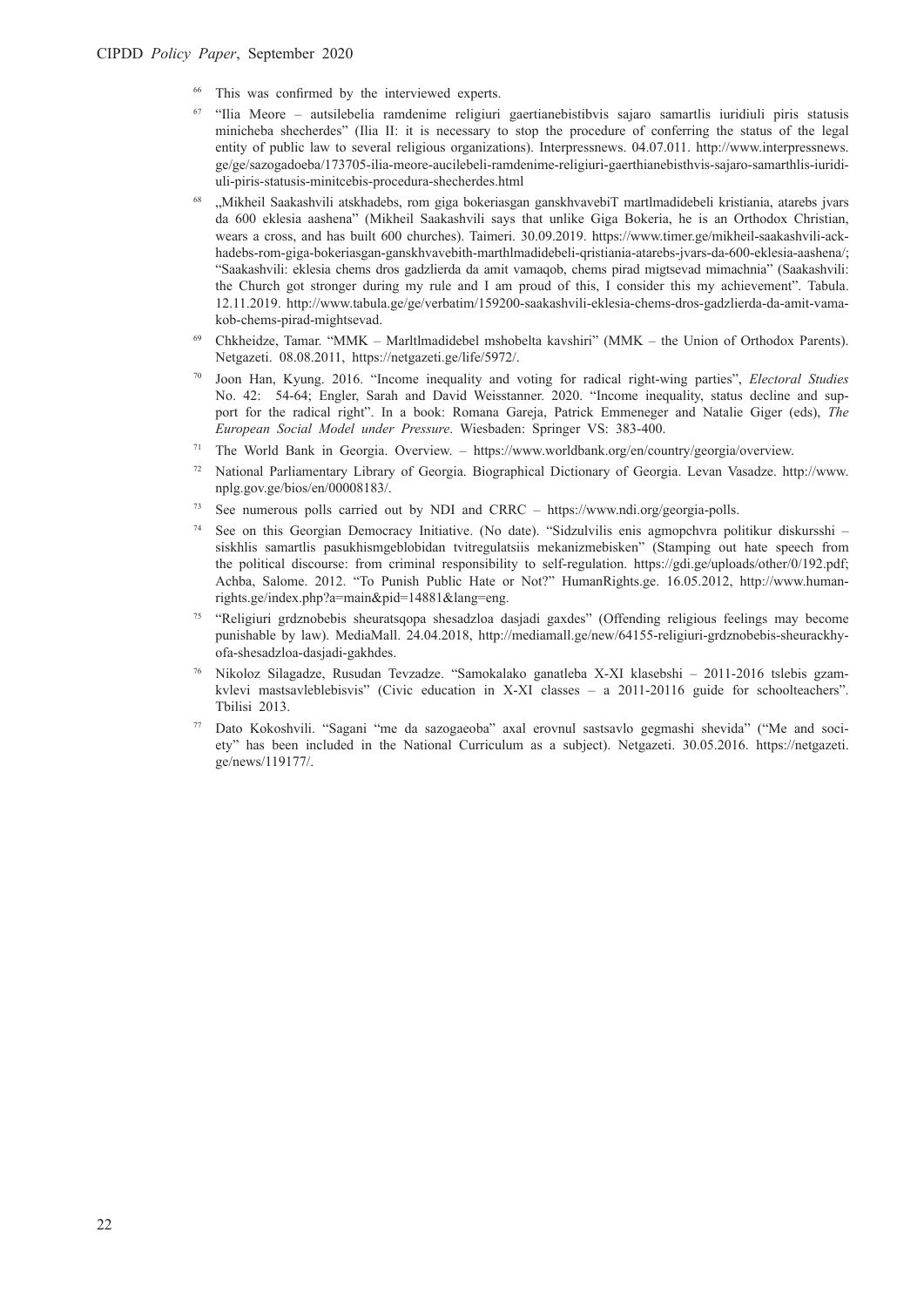[66] This was confirmed by the interviewed experts.

[67] "Ilia Meore – autsilebelia ramdenime religiuri gaertianebistibvis sajaro samartlis iuridiuli piris statusis minicheba shecherdes" (Ilia II: it is necessary to stop the procedure of conferring the status of the legal entity of public law to several religious organizations). Interpressnews. 04.07.011. http://www.interpressnews.ge/ge/sazogadoeba/173705-ilia-meore-aucilebeli-ramdenime-religiuri-gaerthianebisthvis-sajaro-samarthlis-iuridiuli-piris-statusis-minitcebis-procedura-shecherdes.html

[68] „Mikheil Saakashvili atskhadebs, rom giga bokeriasgan ganskhvavebiT martlmadidebeli kristiania, atarebs jvars da 600 eklesia aashena" (Mikheil Saakashvili says that unlike Giga Bokeria, he is an Orthodox Christian, wears a cross, and has built 600 churches). Taimeri. 30.09.2019. https://www.timer.ge/mikheil-saakashvili-ackhadebs-rom-giga-bokeriasgan-ganskhvavebith-marthlmadidebeli-qristiania-atarebs-jvars-da-600-eklesia-aashena/; "Saakashvili: eklesia chems dros gadzlierda da amit vamaqob, chems pirad migtsevad mimachnia" (Saakashvili: the Church got stronger during my rule and I am proud of this, I consider this my achievement". Tabula. 12.11.2019. http://www.tabula.ge/ge/verbatim/159200-saakashvili-eklesia-chems-dros-gadzlierda-da-amit-vamakob-chems-pirad-mightsevad.

[69] Chkheidze, Tamar. "MMK – Marltlmadidebel mshobelta kavshiri" (MMK – the Union of Orthodox Parents). Netgazeti. 08.08.2011, https://netgazeti.ge/life/5972/.

[70] Joon Han, Kyung. 2016. "Income inequality and voting for radical right-wing parties", *Electoral Studies* No. 42: 54-64; Engler, Sarah and David Weisstanner. 2020. "Income inequality, status decline and support for the radical right". In a book: Romana Gareja, Patrick Emmeneger and Natalie Giger (eds), *The European Social Model under Pressure*. Wiesbaden: Springer VS: 383-400.

[71] The World Bank in Georgia. Overview. – https://www.worldbank.org/en/country/georgia/overview.

[72] National Parliamentary Library of Georgia. Biographical Dictionary of Georgia. Levan Vasadze. http://www.nplg.gov.ge/bios/en/00008183/.

[73] See numerous polls carried out by NDI and CRRC – https://www.ndi.org/georgia-polls.

[74] See on this Georgian Democracy Initiative. (No date). "Sidzulvilis enis agmopchvra politikur diskursshi – siskhlis samartlis pasukhismgeblobidan tvitregulatsiis mekanizmebisken" (Stamping out hate speech from the political discourse: from criminal responsibility to self-regulation. https://gdi.ge/uploads/other/0/192.pdf; Achba, Salome. 2012. "To Punish Public Hate or Not?" HumanRights.ge. 16.05.2012, http://www.humanrights.ge/index.php?a=main&pid=14881&lang=eng.

[75] "Religiuri grdznobebis sheuratsqopa shesadzloa dasjadi gaxdes" (Offending religious feelings may become punishable by law). MediaMall. 24.04.2018, http://mediamall.ge/new/64155-religiuri-grdznobebis-sheurackhyofa-shesadzloa-dasjadi-gakhdes.

[76] Nikoloz Silagadze, Rusudan Tevzadze. "Samokalako ganatleba X-XI klasebshi – 2011-2016 tslebis gzamkvlevi mastsavleblebisvis" (Civic education in X-XI classes – a 2011-20116 guide for schoolteachers". Tbilisi 2013.

[77] Dato Kokoshvili. "Sagani "me da sazogaeoba" axal erovnul sastsavlo gegmashi shevida" ("Me and society" has been included in the National Curriculum as a subject). Netgazeti. 30.05.2016. https://netgazeti.ge/news/119177/.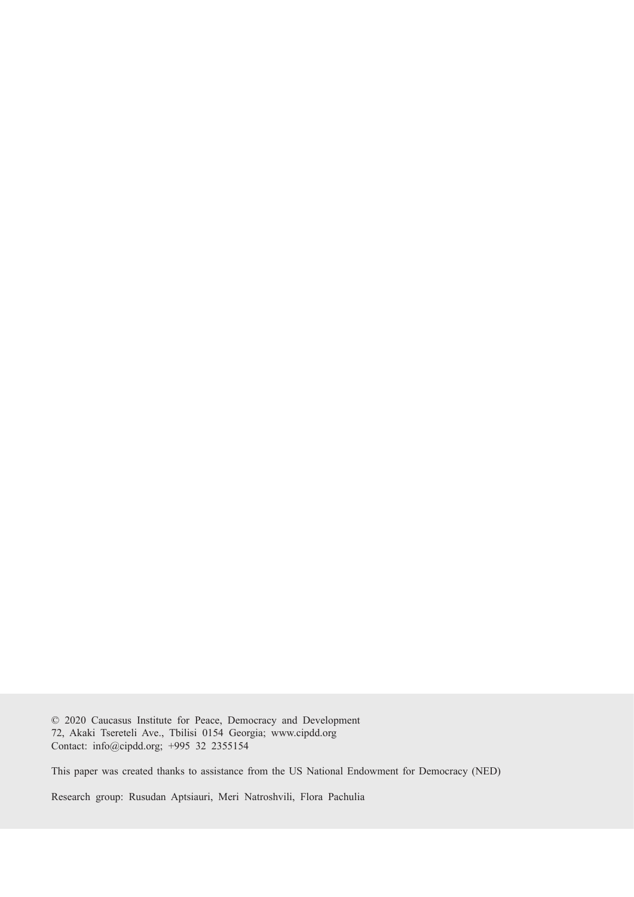© 2020 Caucasus Institute for Peace, Democracy and Development
72, Akaki Tsereteli Ave., Tbilisi 0154 Georgia; www.cipdd.org
Contact: info@cipdd.org; +995 32 2355154

This paper was created thanks to assistance from the US National Endowment for Democracy (NED)

Research group: Rusudan Aptsiauri, Meri Natroshvili, Flora Pachulia